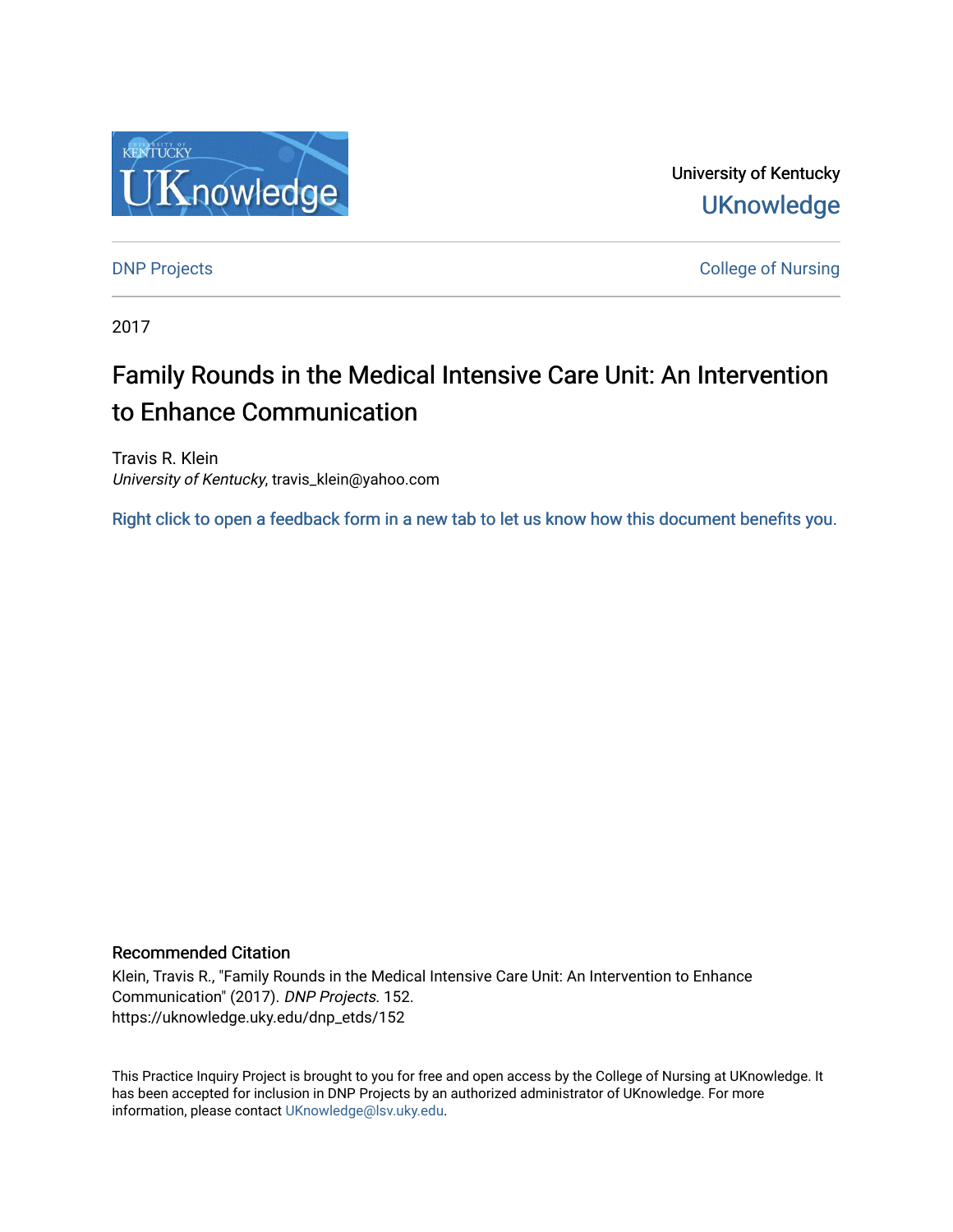University of Kentucky

UKnowledge

DNP Projects

College of Nursing

2017

# Family Rounds in the Medical Intensive Care Unit: An Intervention to Enhance Communication

Travis R. Klein  
*University of Kentucky*, travis_klein@yahoo.com

Right click to open a feedback form in a new tab to let us know how this document benefits you.

## Recommended Citation

Klein, Travis R., "Family Rounds in the Medical Intensive Care Unit: An Intervention to Enhance Communication" (2017). *DNP Projects*. 152.  
https://uknowledge.uky.edu/dnp_etds/152

This Practice Inquiry Project is brought to you for free and open access by the College of Nursing at UKnowledge. It has been accepted for inclusion in DNP Projects by an authorized administrator of UKnowledge. For more information, please contact UKnowledge@lsv.uky.edu.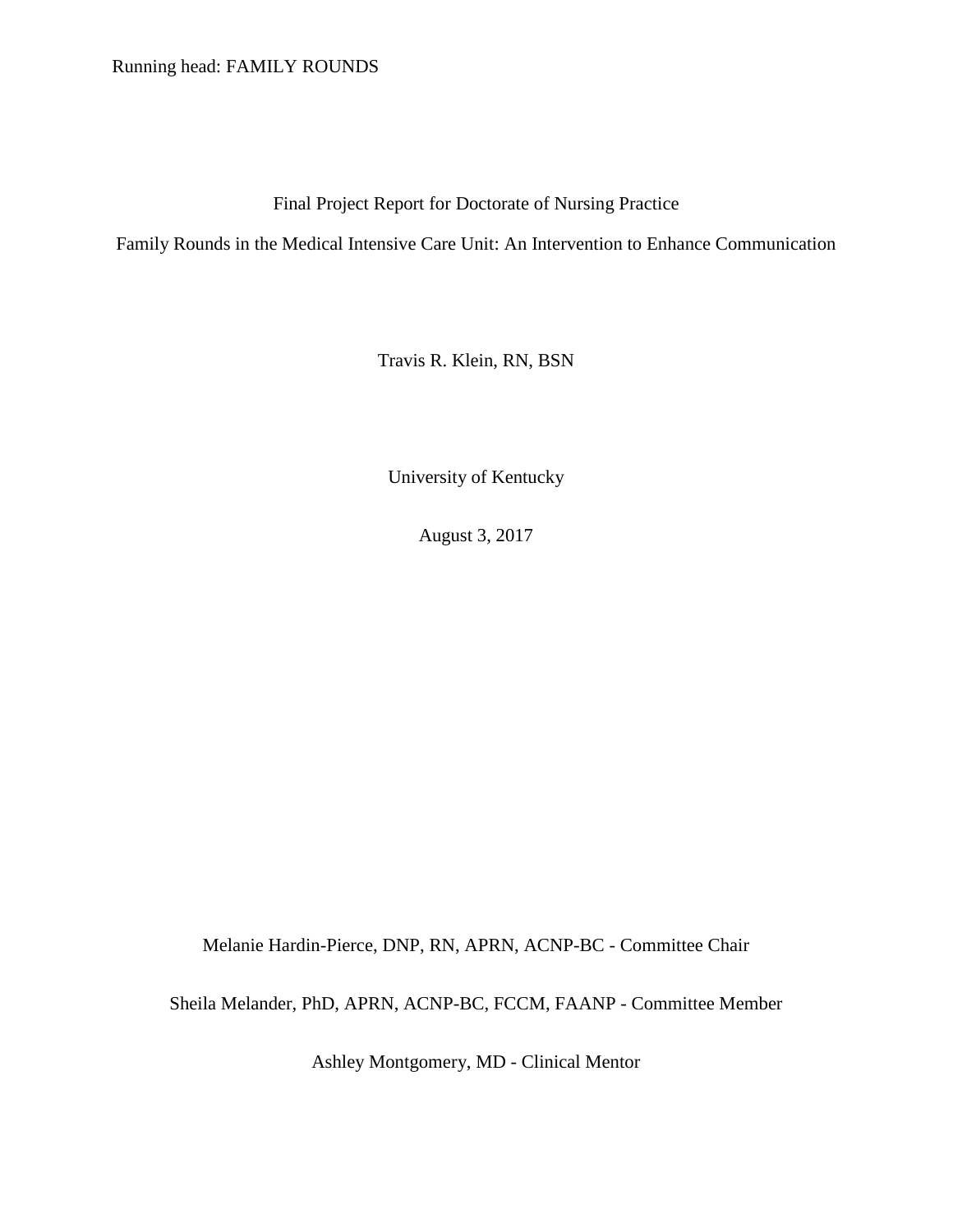Final Project Report for Doctorate of Nursing Practice

Family Rounds in the Medical Intensive Care Unit: An Intervention to Enhance Communication

Travis R. Klein, RN, BSN

University of Kentucky

August 3, 2017

Melanie Hardin-Pierce, DNP, RN, APRN, ACNP-BC - Committee Chair

Sheila Melander, PhD, APRN, ACNP-BC, FCCM, FAANP - Committee Member

Ashley Montgomery, MD - Clinical Mentor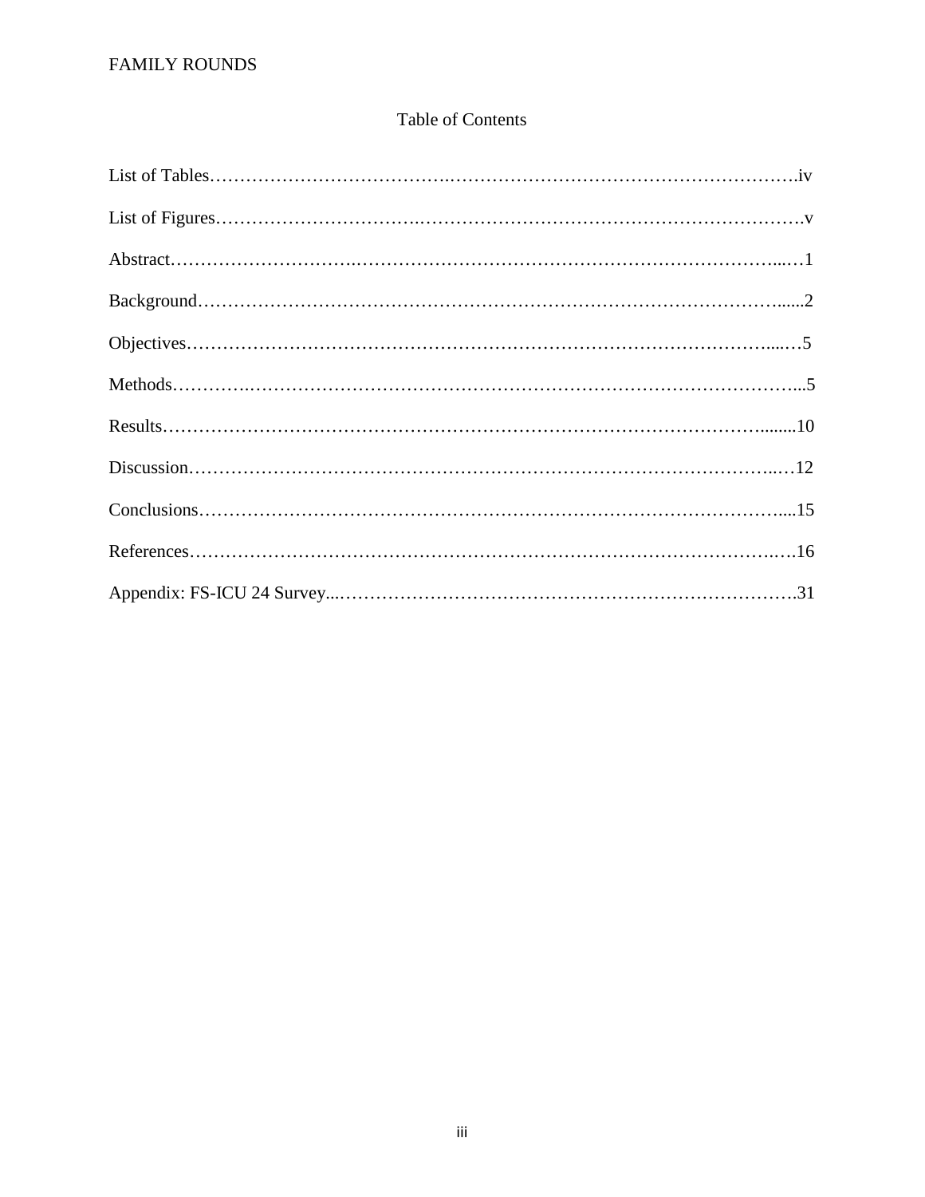# Table of Contents

List of Tables…………………………………………………………………………………….iv

List of Figures…………………………………………………………………………………….v

Abstract……………………………………………………………………………………………1

Background………………………………………………………………………………………2

Objectives…………………………………………………………………………………………5

Methods……………………………………………………………………………………………5

Results……………………………………………………………………………………………10

Discussion…………………………………………………………………………………………12

Conclusions………………………………………………………………………………………15

References…………………………………………………………………………………………16

Appendix: FS-ICU 24 Survey……………………………………………………………………31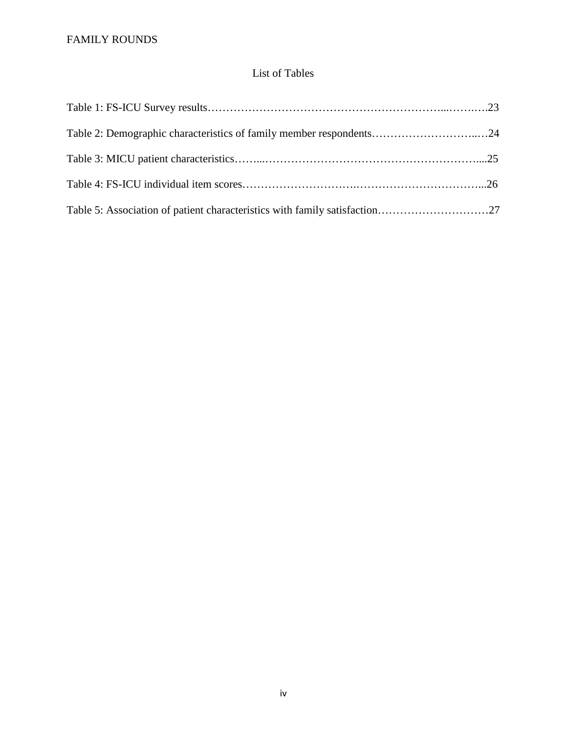# List of Tables

Table 1: FS-ICU Survey results……………………………………………………...……..….23

Table 2: Demographic characteristics of family member respondents………………………..…24

Table 3: MICU patient characteristics……...…………………………………………………....25

Table 4: FS-ICU individual item scores……………………….……………………………...26

Table 5: Association of patient characteristics with family satisfaction…………………………27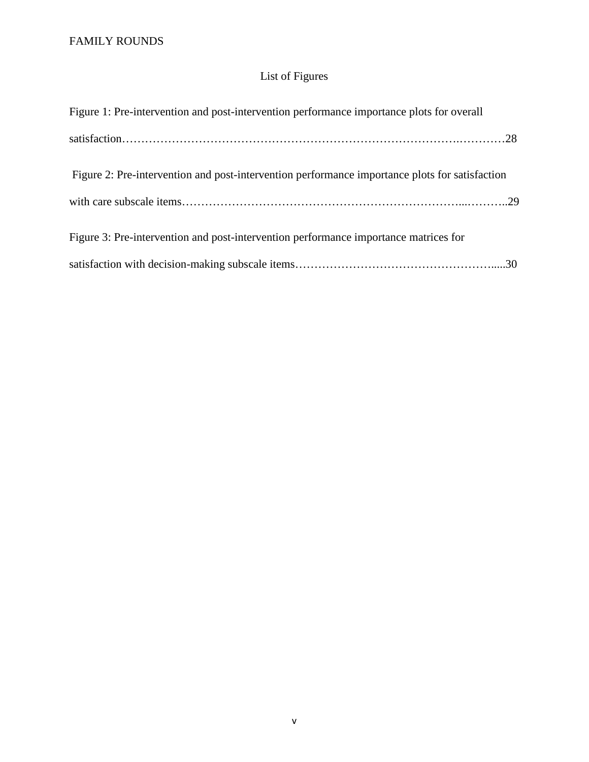# List of Figures

Figure 1: Pre-intervention and post-intervention performance importance plots for overall satisfaction……………………………………………………………………….…………28

Figure 2: Pre-intervention and post-intervention performance importance plots for satisfaction with care subscale items………………………………………………………………...………..29

Figure 3: Pre-intervention and post-intervention performance importance matrices for satisfaction with decision-making subscale items…………………………………………….....30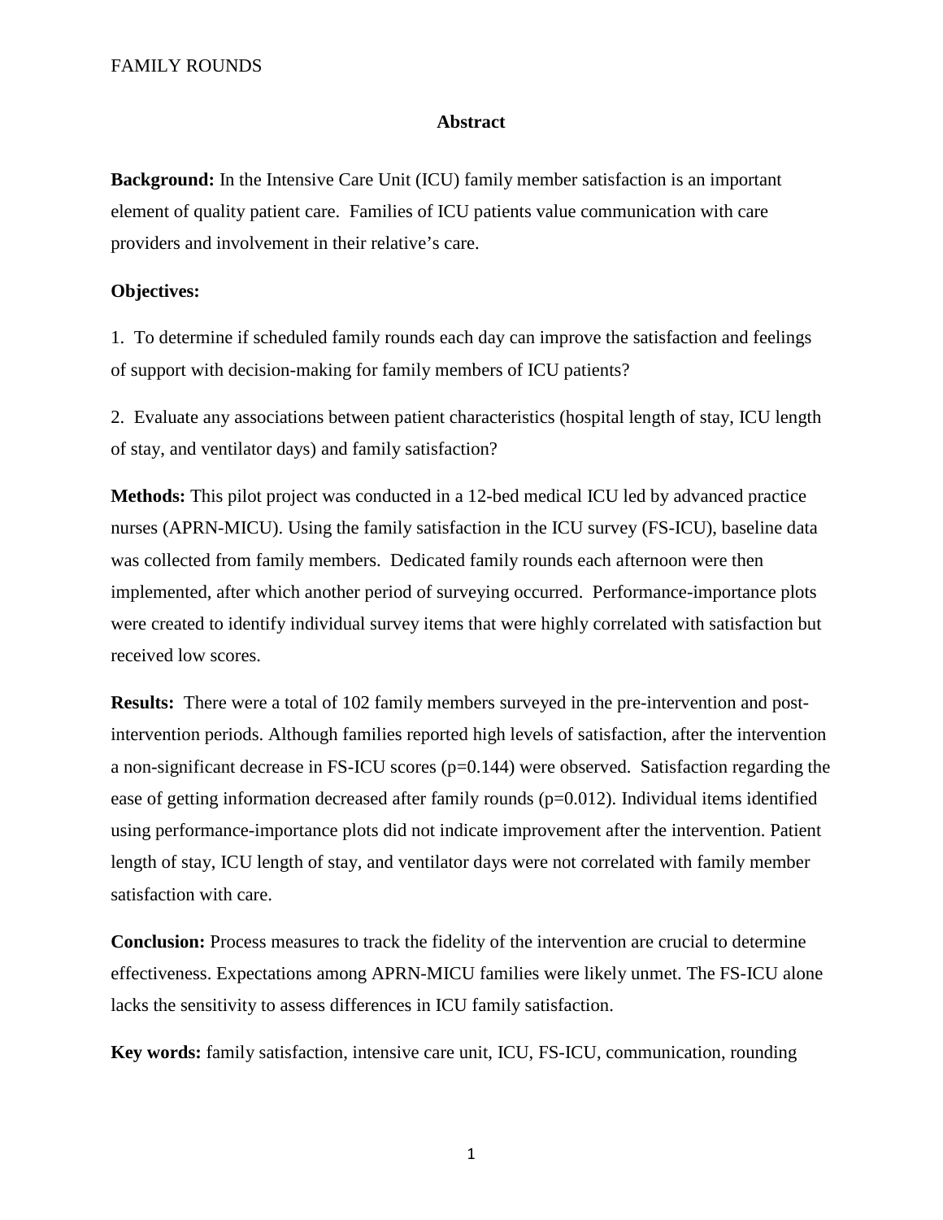## Abstract

**Background:** In the Intensive Care Unit (ICU) family member satisfaction is an important element of quality patient care. Families of ICU patients value communication with care providers and involvement in their relative's care.

**Objectives:**

1. To determine if scheduled family rounds each day can improve the satisfaction and feelings of support with decision-making for family members of ICU patients?

2. Evaluate any associations between patient characteristics (hospital length of stay, ICU length of stay, and ventilator days) and family satisfaction?

**Methods:** This pilot project was conducted in a 12-bed medical ICU led by advanced practice nurses (APRN-MICU). Using the family satisfaction in the ICU survey (FS-ICU), baseline data was collected from family members. Dedicated family rounds each afternoon were then implemented, after which another period of surveying occurred. Performance-importance plots were created to identify individual survey items that were highly correlated with satisfaction but received low scores.

**Results:** There were a total of 102 family members surveyed in the pre-intervention and post-intervention periods. Although families reported high levels of satisfaction, after the intervention a non-significant decrease in FS-ICU scores ($p=0.144$) were observed. Satisfaction regarding the ease of getting information decreased after family rounds ($p=0.012$). Individual items identified using performance-importance plots did not indicate improvement after the intervention. Patient length of stay, ICU length of stay, and ventilator days were not correlated with family member satisfaction with care.

**Conclusion:** Process measures to track the fidelity of the intervention are crucial to determine effectiveness. Expectations among APRN-MICU families were likely unmet. The FS-ICU alone lacks the sensitivity to assess differences in ICU family satisfaction.

**Key words:** family satisfaction, intensive care unit, ICU, FS-ICU, communication, rounding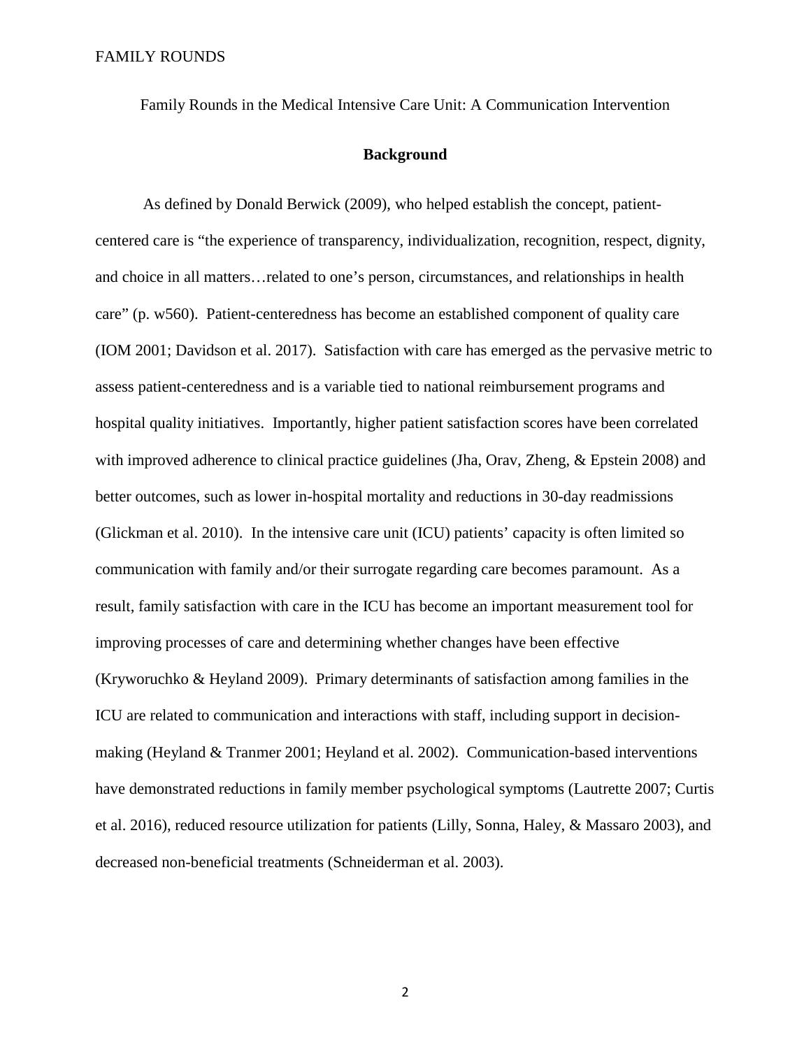Family Rounds in the Medical Intensive Care Unit: A Communication Intervention

## Background

As defined by Donald Berwick (2009), who helped establish the concept, patient-centered care is "the experience of transparency, individualization, recognition, respect, dignity, and choice in all matters…related to one's person, circumstances, and relationships in health care" (p. w560). Patient-centeredness has become an established component of quality care (IOM 2001; Davidson et al. 2017). Satisfaction with care has emerged as the pervasive metric to assess patient-centeredness and is a variable tied to national reimbursement programs and hospital quality initiatives. Importantly, higher patient satisfaction scores have been correlated with improved adherence to clinical practice guidelines (Jha, Orav, Zheng, & Epstein 2008) and better outcomes, such as lower in-hospital mortality and reductions in 30-day readmissions (Glickman et al. 2010). In the intensive care unit (ICU) patients' capacity is often limited so communication with family and/or their surrogate regarding care becomes paramount. As a result, family satisfaction with care in the ICU has become an important measurement tool for improving processes of care and determining whether changes have been effective (Kryworuchko & Heyland 2009). Primary determinants of satisfaction among families in the ICU are related to communication and interactions with staff, including support in decision-making (Heyland & Tranmer 2001; Heyland et al. 2002). Communication-based interventions have demonstrated reductions in family member psychological symptoms (Lautrette 2007; Curtis et al. 2016), reduced resource utilization for patients (Lilly, Sonna, Haley, & Massaro 2003), and decreased non-beneficial treatments (Schneiderman et al. 2003).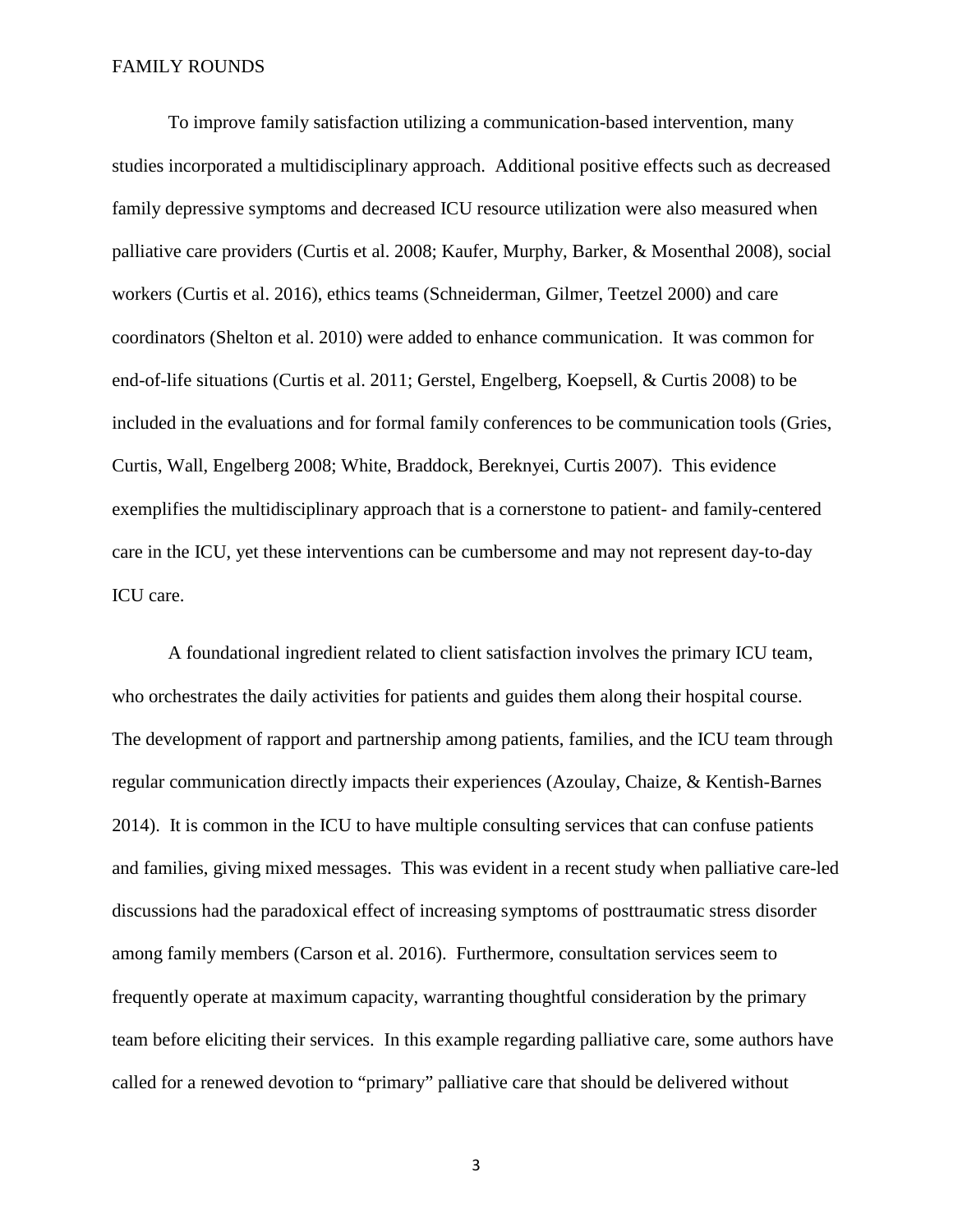To improve family satisfaction utilizing a communication-based intervention, many studies incorporated a multidisciplinary approach. Additional positive effects such as decreased family depressive symptoms and decreased ICU resource utilization were also measured when palliative care providers (Curtis et al. 2008; Kaufer, Murphy, Barker, & Mosenthal 2008), social workers (Curtis et al. 2016), ethics teams (Schneiderman, Gilmer, Teetzel 2000) and care coordinators (Shelton et al. 2010) were added to enhance communication. It was common for end-of-life situations (Curtis et al. 2011; Gerstel, Engelberg, Koepsell, & Curtis 2008) to be included in the evaluations and for formal family conferences to be communication tools (Gries, Curtis, Wall, Engelberg 2008; White, Braddock, Bereknyei, Curtis 2007). This evidence exemplifies the multidisciplinary approach that is a cornerstone to patient- and family-centered care in the ICU, yet these interventions can be cumbersome and may not represent day-to-day ICU care.

A foundational ingredient related to client satisfaction involves the primary ICU team, who orchestrates the daily activities for patients and guides them along their hospital course. The development of rapport and partnership among patients, families, and the ICU team through regular communication directly impacts their experiences (Azoulay, Chaize, & Kentish-Barnes 2014). It is common in the ICU to have multiple consulting services that can confuse patients and families, giving mixed messages. This was evident in a recent study when palliative care-led discussions had the paradoxical effect of increasing symptoms of posttraumatic stress disorder among family members (Carson et al. 2016). Furthermore, consultation services seem to frequently operate at maximum capacity, warranting thoughtful consideration by the primary team before eliciting their services. In this example regarding palliative care, some authors have called for a renewed devotion to "primary" palliative care that should be delivered without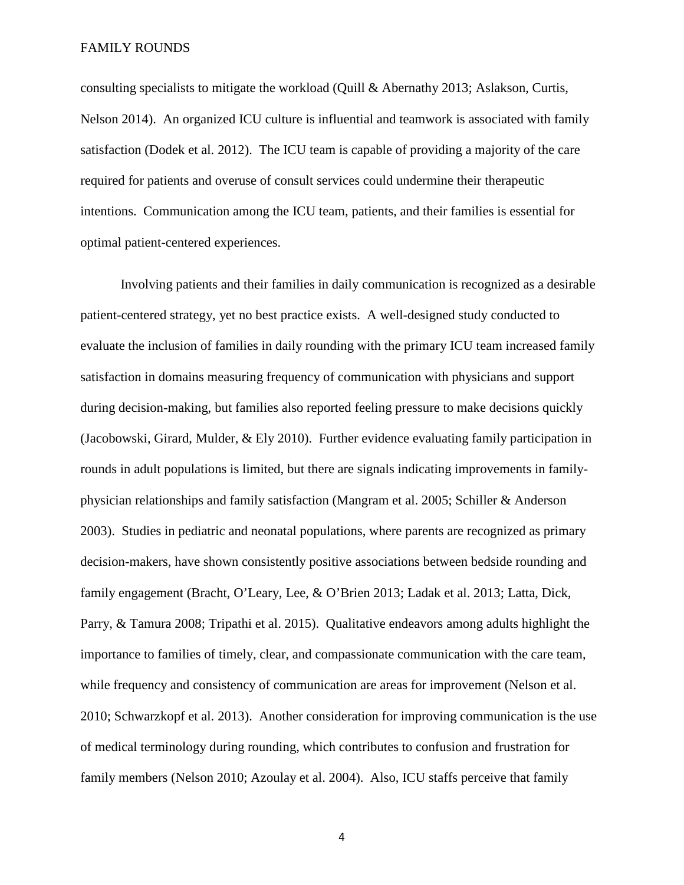consulting specialists to mitigate the workload (Quill & Abernathy 2013; Aslakson, Curtis, Nelson 2014). An organized ICU culture is influential and teamwork is associated with family satisfaction (Dodek et al. 2012). The ICU team is capable of providing a majority of the care required for patients and overuse of consult services could undermine their therapeutic intentions. Communication among the ICU team, patients, and their families is essential for optimal patient-centered experiences.

Involving patients and their families in daily communication is recognized as a desirable patient-centered strategy, yet no best practice exists. A well-designed study conducted to evaluate the inclusion of families in daily rounding with the primary ICU team increased family satisfaction in domains measuring frequency of communication with physicians and support during decision-making, but families also reported feeling pressure to make decisions quickly (Jacobowski, Girard, Mulder, & Ely 2010). Further evidence evaluating family participation in rounds in adult populations is limited, but there are signals indicating improvements in family-physician relationships and family satisfaction (Mangram et al. 2005; Schiller & Anderson 2003). Studies in pediatric and neonatal populations, where parents are recognized as primary decision-makers, have shown consistently positive associations between bedside rounding and family engagement (Bracht, O'Leary, Lee, & O'Brien 2013; Ladak et al. 2013; Latta, Dick, Parry, & Tamura 2008; Tripathi et al. 2015). Qualitative endeavors among adults highlight the importance to families of timely, clear, and compassionate communication with the care team, while frequency and consistency of communication are areas for improvement (Nelson et al. 2010; Schwarzkopf et al. 2013). Another consideration for improving communication is the use of medical terminology during rounding, which contributes to confusion and frustration for family members (Nelson 2010; Azoulay et al. 2004). Also, ICU staffs perceive that family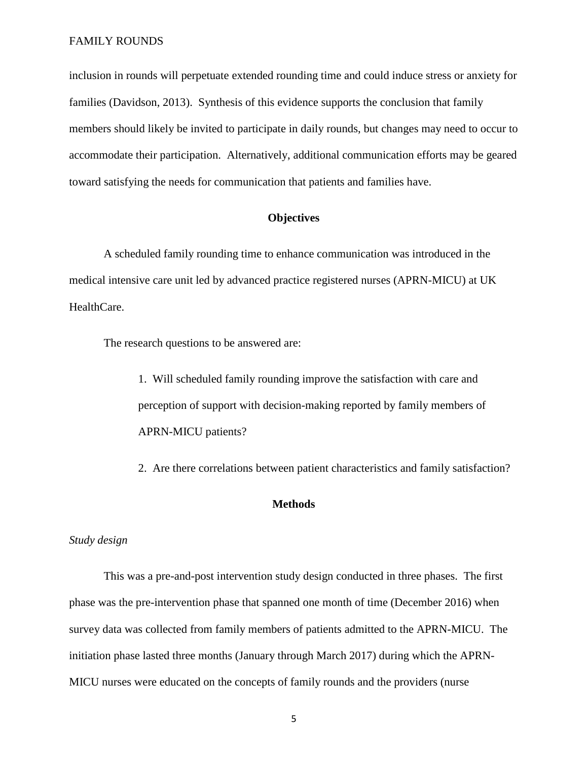inclusion in rounds will perpetuate extended rounding time and could induce stress or anxiety for families (Davidson, 2013). Synthesis of this evidence supports the conclusion that family members should likely be invited to participate in daily rounds, but changes may need to occur to accommodate their participation. Alternatively, additional communication efforts may be geared toward satisfying the needs for communication that patients and families have.

## Objectives

A scheduled family rounding time to enhance communication was introduced in the medical intensive care unit led by advanced practice registered nurses (APRN-MICU) at UK HealthCare.

The research questions to be answered are:

1. Will scheduled family rounding improve the satisfaction with care and perception of support with decision-making reported by family members of APRN-MICU patients?
2. Are there correlations between patient characteristics and family satisfaction?

## Methods

### *Study design*

This was a pre-and-post intervention study design conducted in three phases. The first phase was the pre-intervention phase that spanned one month of time (December 2016) when survey data was collected from family members of patients admitted to the APRN-MICU. The initiation phase lasted three months (January through March 2017) during which the APRN-MICU nurses were educated on the concepts of family rounds and the providers (nurse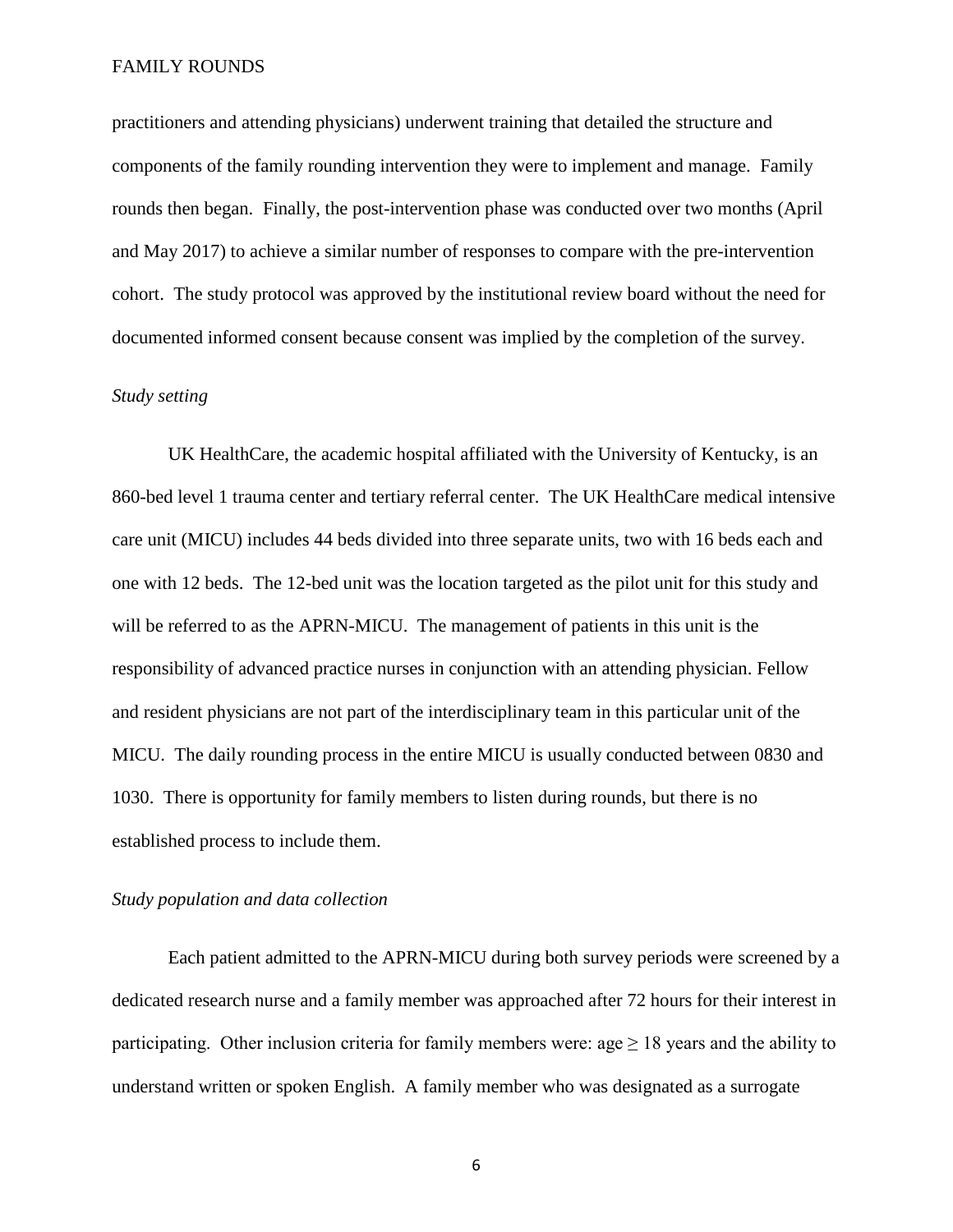practitioners and attending physicians) underwent training that detailed the structure and components of the family rounding intervention they were to implement and manage. Family rounds then began. Finally, the post-intervention phase was conducted over two months (April and May 2017) to achieve a similar number of responses to compare with the pre-intervention cohort. The study protocol was approved by the institutional review board without the need for documented informed consent because consent was implied by the completion of the survey.

*Study setting*

UK HealthCare, the academic hospital affiliated with the University of Kentucky, is an 860-bed level 1 trauma center and tertiary referral center. The UK HealthCare medical intensive care unit (MICU) includes 44 beds divided into three separate units, two with 16 beds each and one with 12 beds. The 12-bed unit was the location targeted as the pilot unit for this study and will be referred to as the APRN-MICU. The management of patients in this unit is the responsibility of advanced practice nurses in conjunction with an attending physician. Fellow and resident physicians are not part of the interdisciplinary team in this particular unit of the MICU. The daily rounding process in the entire MICU is usually conducted between 0830 and 1030. There is opportunity for family members to listen during rounds, but there is no established process to include them.

*Study population and data collection*

Each patient admitted to the APRN-MICU during both survey periods were screened by a dedicated research nurse and a family member was approached after 72 hours for their interest in participating. Other inclusion criteria for family members were: age ≥ 18 years and the ability to understand written or spoken English. A family member who was designated as a surrogate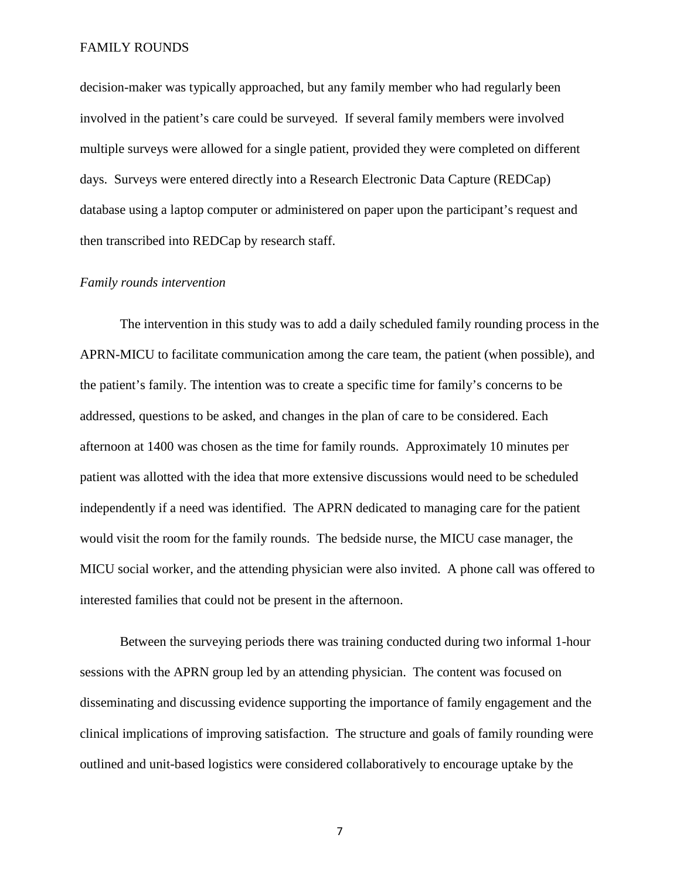decision-maker was typically approached, but any family member who had regularly been involved in the patient's care could be surveyed. If several family members were involved multiple surveys were allowed for a single patient, provided they were completed on different days. Surveys were entered directly into a Research Electronic Data Capture (REDCap) database using a laptop computer or administered on paper upon the participant's request and then transcribed into REDCap by research staff.

*Family rounds intervention*

The intervention in this study was to add a daily scheduled family rounding process in the APRN-MICU to facilitate communication among the care team, the patient (when possible), and the patient's family. The intention was to create a specific time for family's concerns to be addressed, questions to be asked, and changes in the plan of care to be considered. Each afternoon at 1400 was chosen as the time for family rounds. Approximately 10 minutes per patient was allotted with the idea that more extensive discussions would need to be scheduled independently if a need was identified. The APRN dedicated to managing care for the patient would visit the room for the family rounds. The bedside nurse, the MICU case manager, the MICU social worker, and the attending physician were also invited. A phone call was offered to interested families that could not be present in the afternoon.

Between the surveying periods there was training conducted during two informal 1-hour sessions with the APRN group led by an attending physician. The content was focused on disseminating and discussing evidence supporting the importance of family engagement and the clinical implications of improving satisfaction. The structure and goals of family rounding were outlined and unit-based logistics were considered collaboratively to encourage uptake by the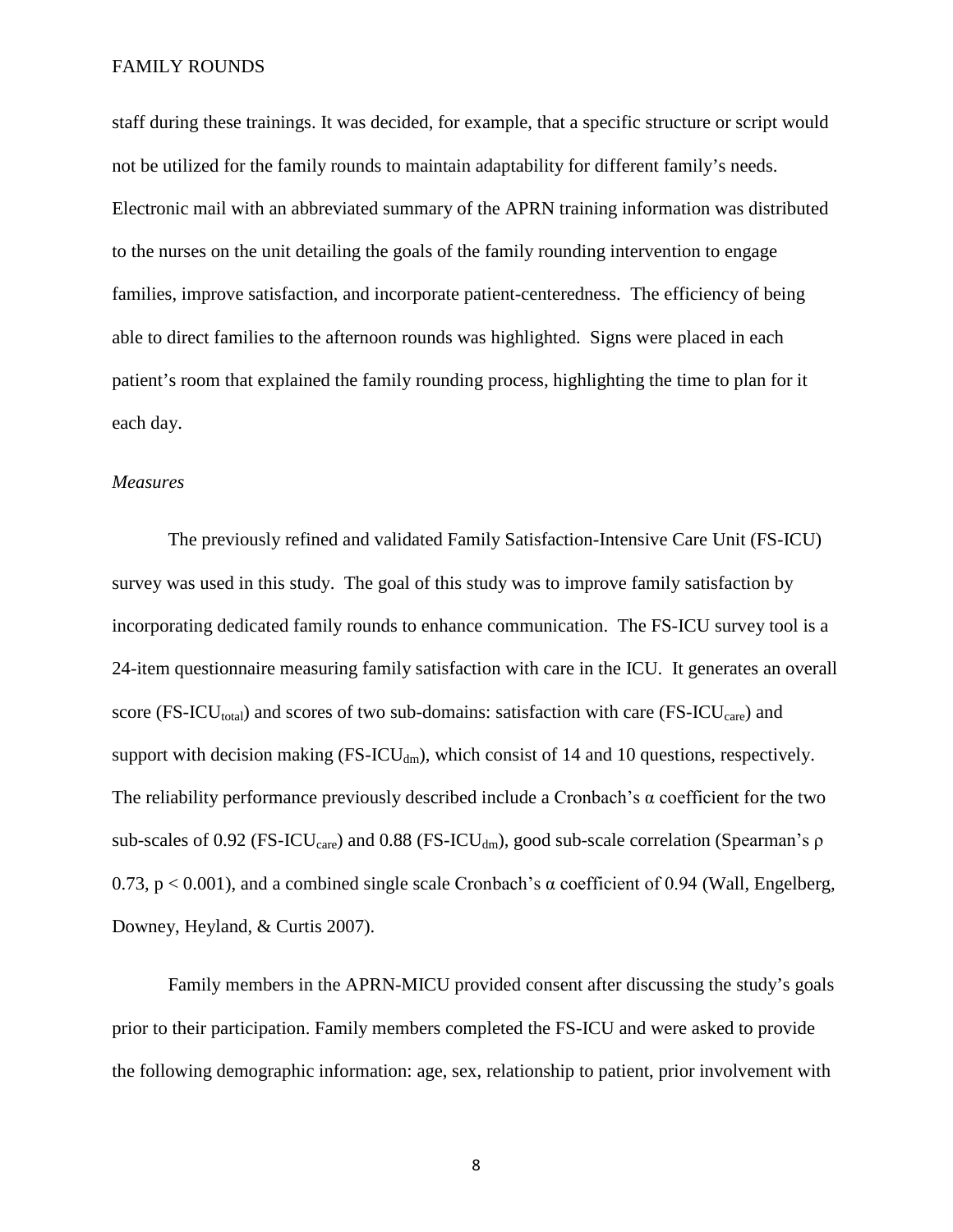staff during these trainings. It was decided, for example, that a specific structure or script would not be utilized for the family rounds to maintain adaptability for different family's needs. Electronic mail with an abbreviated summary of the APRN training information was distributed to the nurses on the unit detailing the goals of the family rounding intervention to engage families, improve satisfaction, and incorporate patient-centeredness. The efficiency of being able to direct families to the afternoon rounds was highlighted. Signs were placed in each patient's room that explained the family rounding process, highlighting the time to plan for it each day.

*Measures*

The previously refined and validated Family Satisfaction-Intensive Care Unit (FS-ICU) survey was used in this study. The goal of this study was to improve family satisfaction by incorporating dedicated family rounds to enhance communication. The FS-ICU survey tool is a 24-item questionnaire measuring family satisfaction with care in the ICU. It generates an overall score ($FS\text{-}ICU_{total}$) and scores of two sub-domains: satisfaction with care ($FS\text{-}ICU_{care}$) and support with decision making ($FS\text{-}ICU_{dm}$), which consist of 14 and 10 questions, respectively. The reliability performance previously described include a Cronbach's $\alpha$ coefficient for the two sub-scales of 0.92 ($FS\text{-}ICU_{care}$) and 0.88 ($FS\text{-}ICU_{dm}$), good sub-scale correlation (Spearman's $\rho$ 0.73, $p < 0.001$), and a combined single scale Cronbach's $\alpha$ coefficient of 0.94 (Wall, Engelberg, Downey, Heyland, & Curtis 2007).

Family members in the APRN-MICU provided consent after discussing the study's goals prior to their participation. Family members completed the FS-ICU and were asked to provide the following demographic information: age, sex, relationship to patient, prior involvement with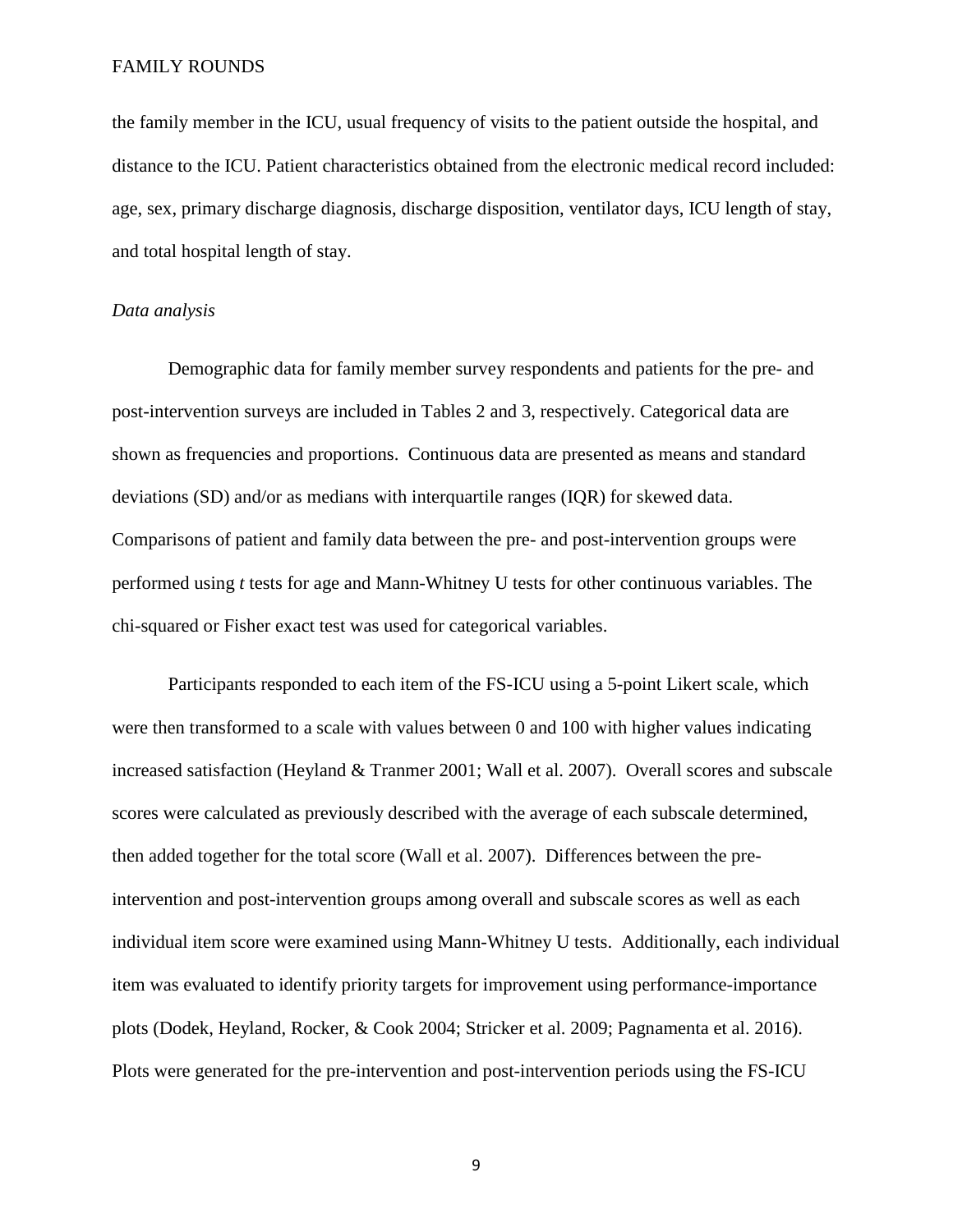the family member in the ICU, usual frequency of visits to the patient outside the hospital, and distance to the ICU. Patient characteristics obtained from the electronic medical record included: age, sex, primary discharge diagnosis, discharge disposition, ventilator days, ICU length of stay, and total hospital length of stay.

*Data analysis*

Demographic data for family member survey respondents and patients for the pre- and post-intervention surveys are included in Tables 2 and 3, respectively. Categorical data are shown as frequencies and proportions. Continuous data are presented as means and standard deviations (SD) and/or as medians with interquartile ranges (IQR) for skewed data. Comparisons of patient and family data between the pre- and post-intervention groups were performed using *t* tests for age and Mann-Whitney U tests for other continuous variables. The chi-squared or Fisher exact test was used for categorical variables.

Participants responded to each item of the FS-ICU using a 5-point Likert scale, which were then transformed to a scale with values between 0 and 100 with higher values indicating increased satisfaction (Heyland & Tranmer 2001; Wall et al. 2007). Overall scores and subscale scores were calculated as previously described with the average of each subscale determined, then added together for the total score (Wall et al. 2007). Differences between the pre-intervention and post-intervention groups among overall and subscale scores as well as each individual item score were examined using Mann-Whitney U tests. Additionally, each individual item was evaluated to identify priority targets for improvement using performance-importance plots (Dodek, Heyland, Rocker, & Cook 2004; Stricker et al. 2009; Pagnamenta et al. 2016). Plots were generated for the pre-intervention and post-intervention periods using the FS-ICU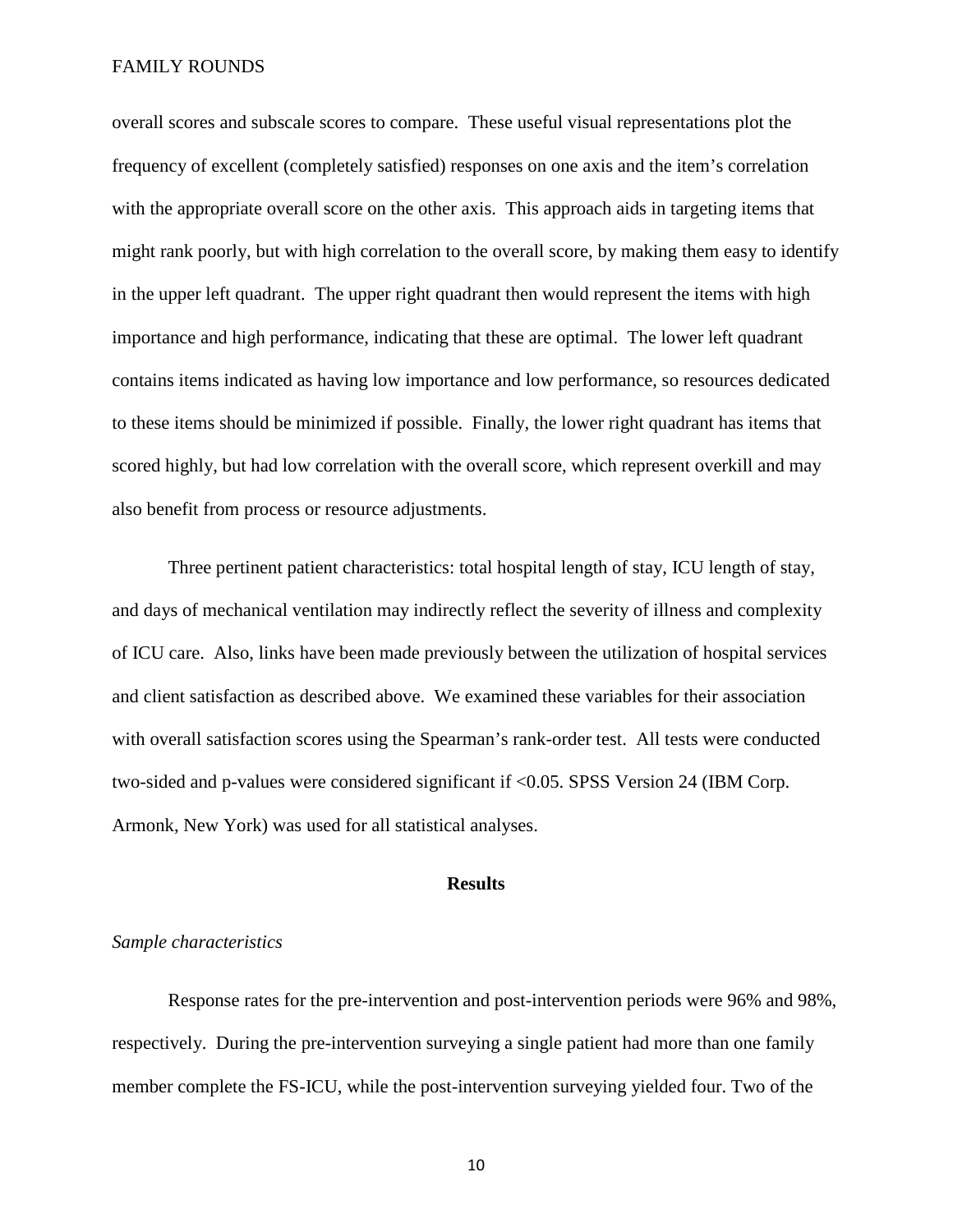overall scores and subscale scores to compare. These useful visual representations plot the frequency of excellent (completely satisfied) responses on one axis and the item's correlation with the appropriate overall score on the other axis. This approach aids in targeting items that might rank poorly, but with high correlation to the overall score, by making them easy to identify in the upper left quadrant. The upper right quadrant then would represent the items with high importance and high performance, indicating that these are optimal. The lower left quadrant contains items indicated as having low importance and low performance, so resources dedicated to these items should be minimized if possible. Finally, the lower right quadrant has items that scored highly, but had low correlation with the overall score, which represent overkill and may also benefit from process or resource adjustments.

Three pertinent patient characteristics: total hospital length of stay, ICU length of stay, and days of mechanical ventilation may indirectly reflect the severity of illness and complexity of ICU care. Also, links have been made previously between the utilization of hospital services and client satisfaction as described above. We examined these variables for their association with overall satisfaction scores using the Spearman's rank-order test. All tests were conducted two-sided and p-values were considered significant if <0.05. SPSS Version 24 (IBM Corp. Armonk, New York) was used for all statistical analyses.

## Results

### *Sample characteristics*

Response rates for the pre-intervention and post-intervention periods were 96% and 98%, respectively. During the pre-intervention surveying a single patient had more than one family member complete the FS-ICU, while the post-intervention surveying yielded four. Two of the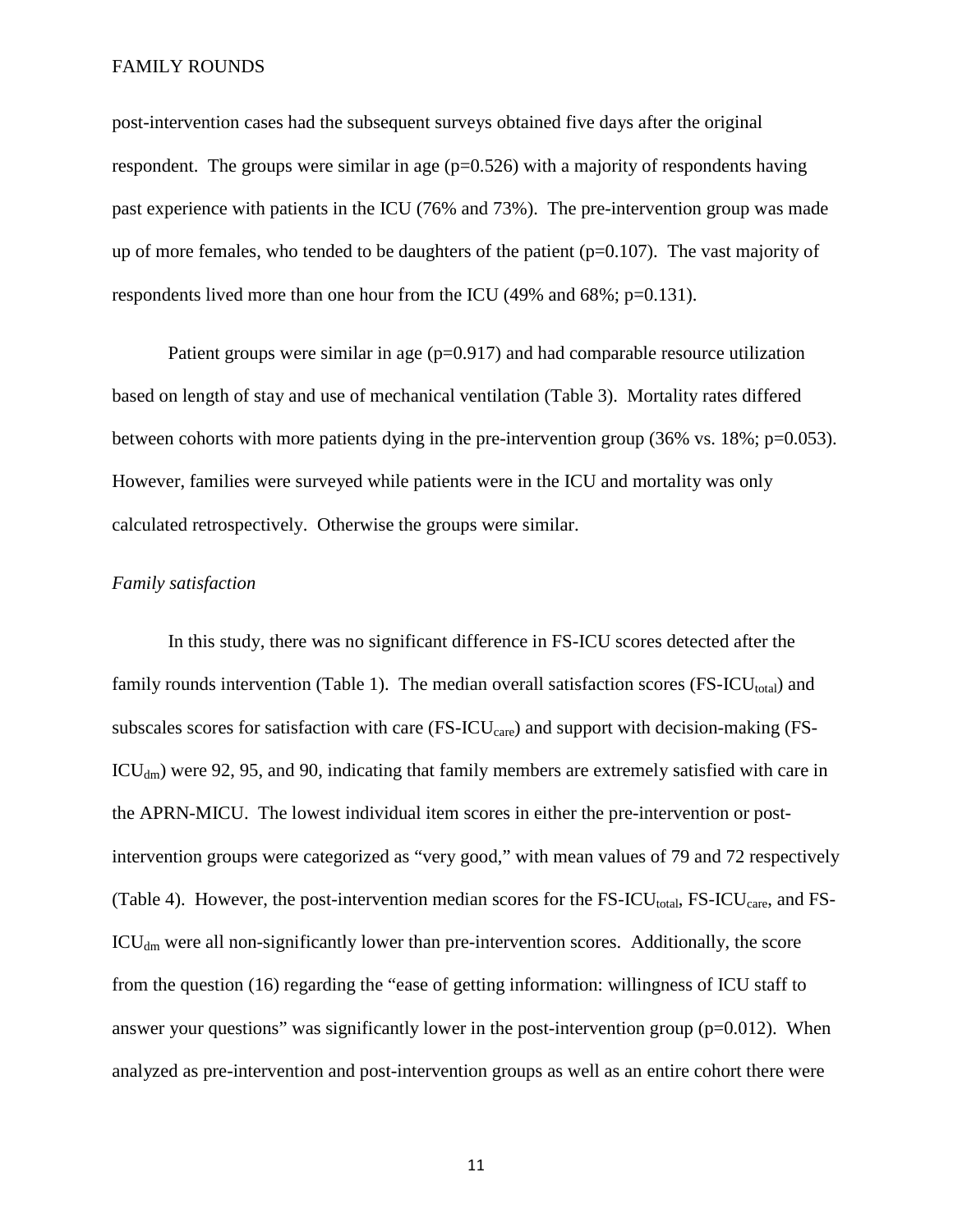post-intervention cases had the subsequent surveys obtained five days after the original respondent. The groups were similar in age (p=0.526) with a majority of respondents having past experience with patients in the ICU (76% and 73%). The pre-intervention group was made up of more females, who tended to be daughters of the patient (p=0.107). The vast majority of respondents lived more than one hour from the ICU (49% and 68%; p=0.131).

Patient groups were similar in age (p=0.917) and had comparable resource utilization based on length of stay and use of mechanical ventilation (Table 3). Mortality rates differed between cohorts with more patients dying in the pre-intervention group (36% vs. 18%; p=0.053). However, families were surveyed while patients were in the ICU and mortality was only calculated retrospectively. Otherwise the groups were similar.

*Family satisfaction*

In this study, there was no significant difference in FS-ICU scores detected after the family rounds intervention (Table 1). The median overall satisfaction scores ($\text{FS-ICU}_{total}$) and subscales scores for satisfaction with care ($\text{FS-ICU}_{care}$) and support with decision-making ($\text{FS-ICU}_{dm}$) were 92, 95, and 90, indicating that family members are extremely satisfied with care in the APRN-MICU. The lowest individual item scores in either the pre-intervention or post-intervention groups were categorized as "very good," with mean values of 79 and 72 respectively (Table 4). However, the post-intervention median scores for the $\text{FS-ICU}_{total}$, $\text{FS-ICU}_{care}$, and $\text{FS-ICU}_{dm}$ were all non-significantly lower than pre-intervention scores. Additionally, the score from the question (16) regarding the "ease of getting information: willingness of ICU staff to answer your questions" was significantly lower in the post-intervention group (p=0.012). When analyzed as pre-intervention and post-intervention groups as well as an entire cohort there were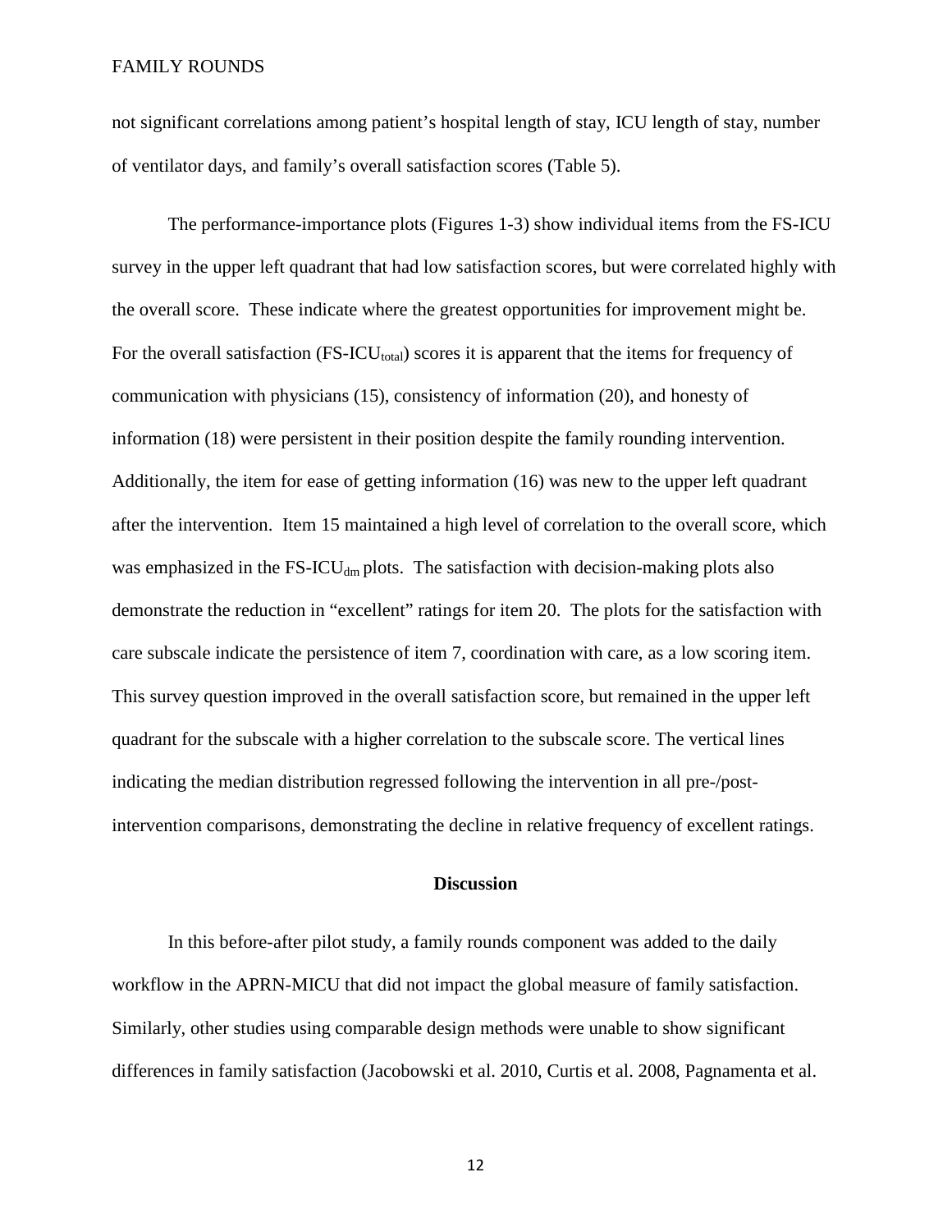not significant correlations among patient's hospital length of stay, ICU length of stay, number of ventilator days, and family's overall satisfaction scores (Table 5).

The performance-importance plots (Figures 1-3) show individual items from the FS-ICU survey in the upper left quadrant that had low satisfaction scores, but were correlated highly with the overall score. These indicate where the greatest opportunities for improvement might be. For the overall satisfaction (FS-$ICU_{total}$) scores it is apparent that the items for frequency of communication with physicians (15), consistency of information (20), and honesty of information (18) were persistent in their position despite the family rounding intervention. Additionally, the item for ease of getting information (16) was new to the upper left quadrant after the intervention. Item 15 maintained a high level of correlation to the overall score, which was emphasized in the FS-$ICU_{dm}$ plots. The satisfaction with decision-making plots also demonstrate the reduction in "excellent" ratings for item 20. The plots for the satisfaction with care subscale indicate the persistence of item 7, coordination with care, as a low scoring item. This survey question improved in the overall satisfaction score, but remained in the upper left quadrant for the subscale with a higher correlation to the subscale score. The vertical lines indicating the median distribution regressed following the intervention in all pre-/post-intervention comparisons, demonstrating the decline in relative frequency of excellent ratings.

## Discussion

In this before-after pilot study, a family rounds component was added to the daily workflow in the APRN-MICU that did not impact the global measure of family satisfaction. Similarly, other studies using comparable design methods were unable to show significant differences in family satisfaction (Jacobowski et al. 2010, Curtis et al. 2008, Pagnamenta et al.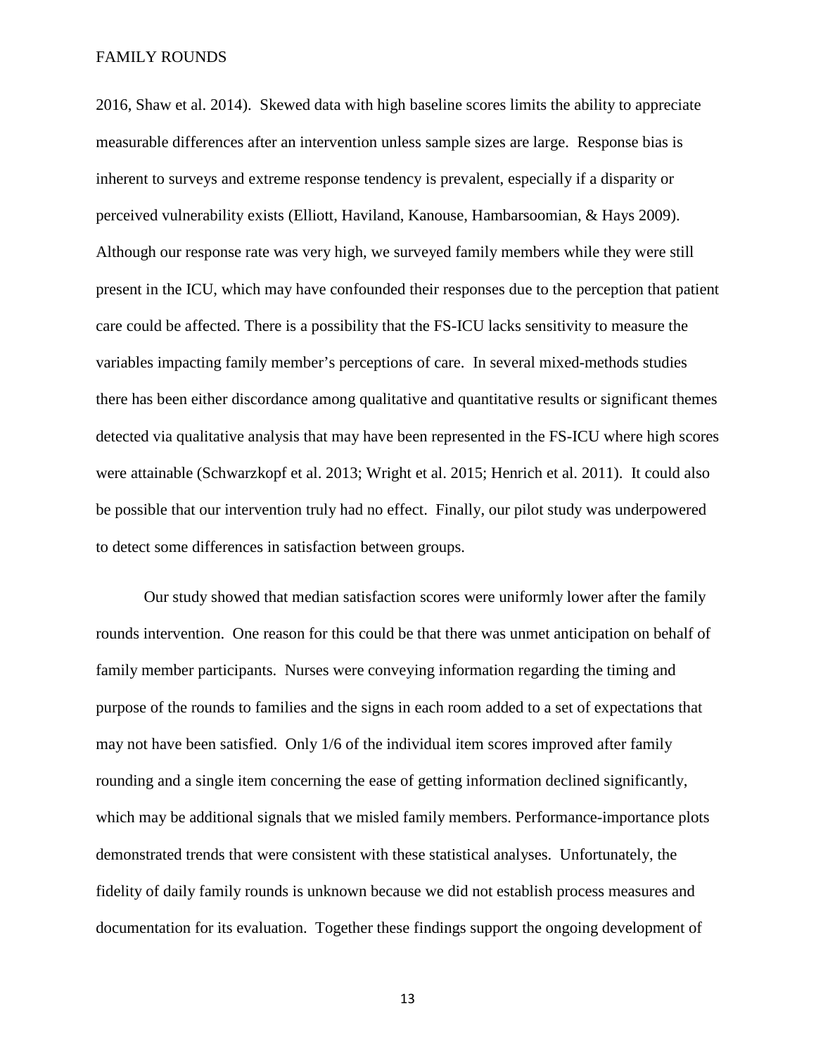2016, Shaw et al. 2014). Skewed data with high baseline scores limits the ability to appreciate measurable differences after an intervention unless sample sizes are large. Response bias is inherent to surveys and extreme response tendency is prevalent, especially if a disparity or perceived vulnerability exists (Elliott, Haviland, Kanouse, Hambarsoomian, & Hays 2009). Although our response rate was very high, we surveyed family members while they were still present in the ICU, which may have confounded their responses due to the perception that patient care could be affected. There is a possibility that the FS-ICU lacks sensitivity to measure the variables impacting family member's perceptions of care. In several mixed-methods studies there has been either discordance among qualitative and quantitative results or significant themes detected via qualitative analysis that may have been represented in the FS-ICU where high scores were attainable (Schwarzkopf et al. 2013; Wright et al. 2015; Henrich et al. 2011). It could also be possible that our intervention truly had no effect. Finally, our pilot study was underpowered to detect some differences in satisfaction between groups.

Our study showed that median satisfaction scores were uniformly lower after the family rounds intervention. One reason for this could be that there was unmet anticipation on behalf of family member participants. Nurses were conveying information regarding the timing and purpose of the rounds to families and the signs in each room added to a set of expectations that may not have been satisfied. Only 1/6 of the individual item scores improved after family rounding and a single item concerning the ease of getting information declined significantly, which may be additional signals that we misled family members. Performance-importance plots demonstrated trends that were consistent with these statistical analyses. Unfortunately, the fidelity of daily family rounds is unknown because we did not establish process measures and documentation for its evaluation. Together these findings support the ongoing development of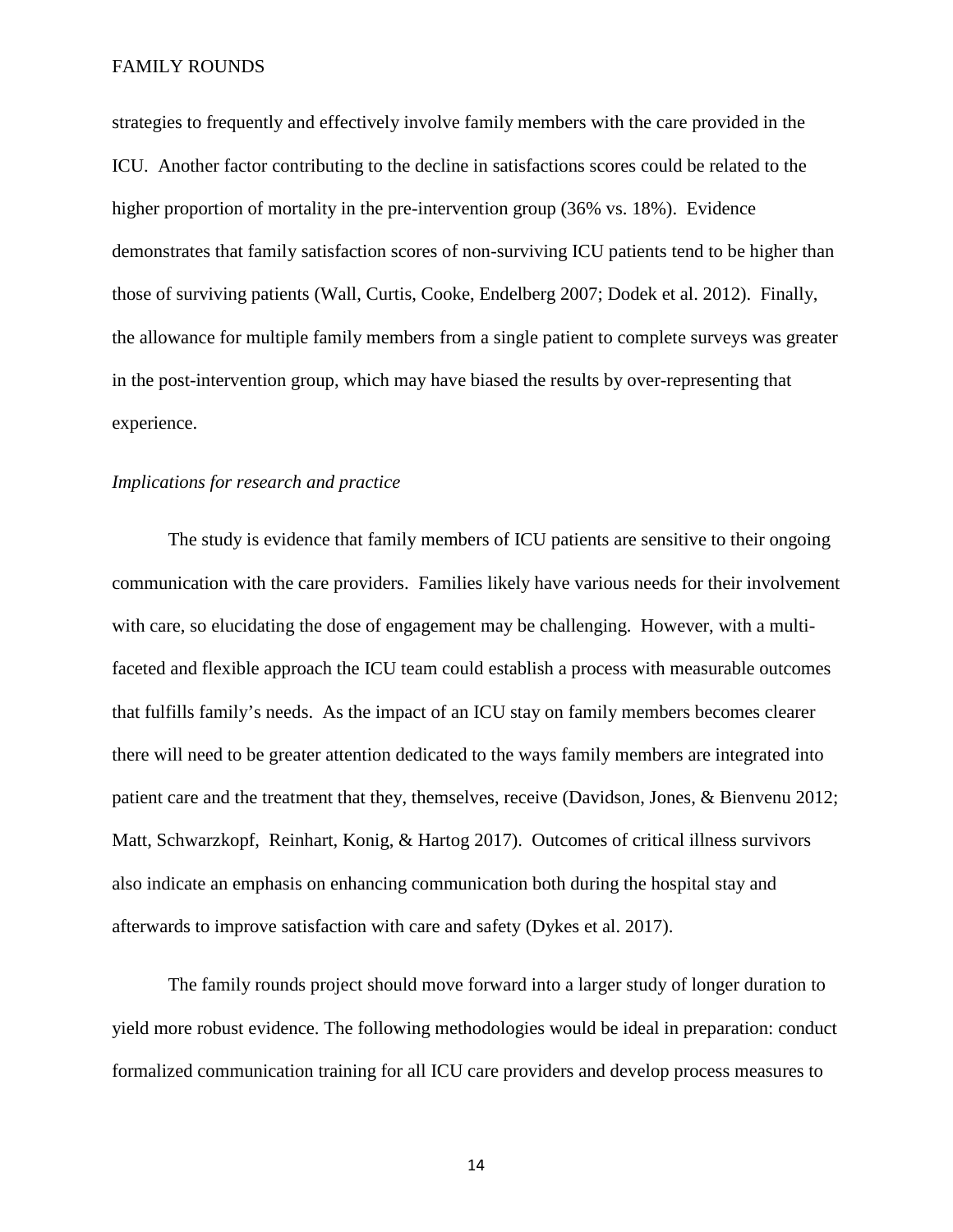strategies to frequently and effectively involve family members with the care provided in the ICU. Another factor contributing to the decline in satisfactions scores could be related to the higher proportion of mortality in the pre-intervention group (36% vs. 18%). Evidence demonstrates that family satisfaction scores of non-surviving ICU patients tend to be higher than those of surviving patients (Wall, Curtis, Cooke, Endelberg 2007; Dodek et al. 2012). Finally, the allowance for multiple family members from a single patient to complete surveys was greater in the post-intervention group, which may have biased the results by over-representing that experience.

*Implications for research and practice*

The study is evidence that family members of ICU patients are sensitive to their ongoing communication with the care providers. Families likely have various needs for their involvement with care, so elucidating the dose of engagement may be challenging. However, with a multi-faceted and flexible approach the ICU team could establish a process with measurable outcomes that fulfills family's needs. As the impact of an ICU stay on family members becomes clearer there will need to be greater attention dedicated to the ways family members are integrated into patient care and the treatment that they, themselves, receive (Davidson, Jones, & Bienvenu 2012; Matt, Schwarzkopf, Reinhart, Konig, & Hartog 2017). Outcomes of critical illness survivors also indicate an emphasis on enhancing communication both during the hospital stay and afterwards to improve satisfaction with care and safety (Dykes et al. 2017).

The family rounds project should move forward into a larger study of longer duration to yield more robust evidence. The following methodologies would be ideal in preparation: conduct formalized communication training for all ICU care providers and develop process measures to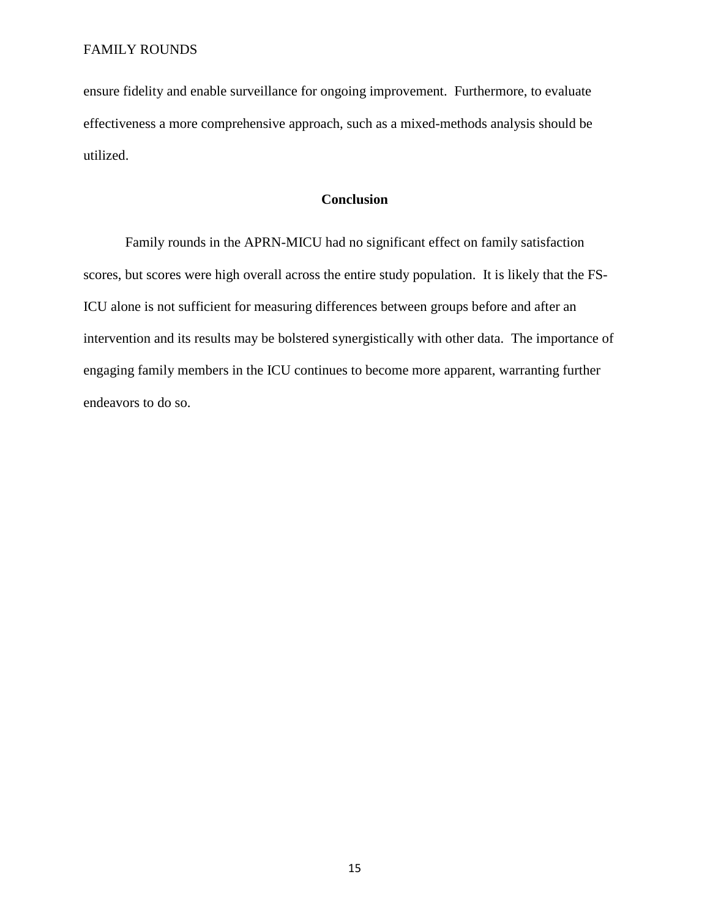ensure fidelity and enable surveillance for ongoing improvement. Furthermore, to evaluate effectiveness a more comprehensive approach, such as a mixed-methods analysis should be utilized.

## Conclusion

Family rounds in the APRN-MICU had no significant effect on family satisfaction scores, but scores were high overall across the entire study population. It is likely that the FS-ICU alone is not sufficient for measuring differences between groups before and after an intervention and its results may be bolstered synergistically with other data. The importance of engaging family members in the ICU continues to become more apparent, warranting further endeavors to do so.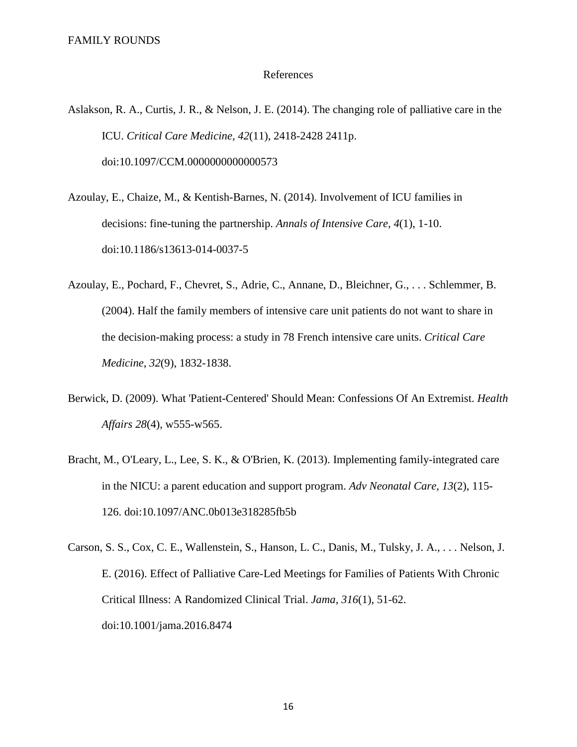# References

Aslakson, R. A., Curtis, J. R., & Nelson, J. E. (2014). The changing role of palliative care in the ICU. *Critical Care Medicine, 42*(11), 2418-2428 2411p. doi:10.1097/CCM.0000000000000573

Azoulay, E., Chaize, M., & Kentish-Barnes, N. (2014). Involvement of ICU families in decisions: fine-tuning the partnership. *Annals of Intensive Care, 4*(1), 1-10. doi:10.1186/s13613-014-0037-5

Azoulay, E., Pochard, F., Chevret, S., Adrie, C., Annane, D., Bleichner, G., . . . Schlemmer, B. (2004). Half the family members of intensive care unit patients do not want to share in the decision-making process: a study in 78 French intensive care units. *Critical Care Medicine, 32*(9), 1832-1838.

Berwick, D. (2009). What 'Patient-Centered' Should Mean: Confessions Of An Extremist. *Health Affairs 28*(4), w555-w565.

Bracht, M., O'Leary, L., Lee, S. K., & O'Brien, K. (2013). Implementing family-integrated care in the NICU: a parent education and support program. *Adv Neonatal Care, 13*(2), 115-126. doi:10.1097/ANC.0b013e318285fb5b

Carson, S. S., Cox, C. E., Wallenstein, S., Hanson, L. C., Danis, M., Tulsky, J. A., . . . Nelson, J. E. (2016). Effect of Palliative Care-Led Meetings for Families of Patients With Chronic Critical Illness: A Randomized Clinical Trial. *Jama, 316*(1), 51-62. doi:10.1001/jama.2016.8474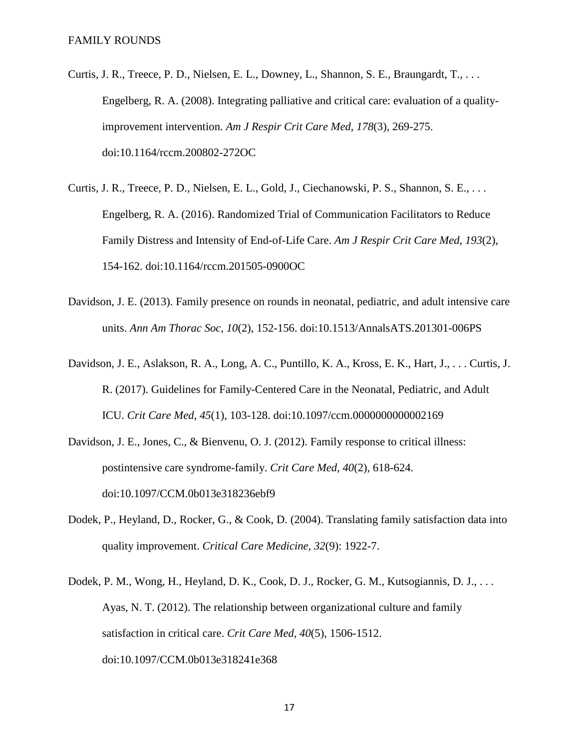Curtis, J. R., Treece, P. D., Nielsen, E. L., Downey, L., Shannon, S. E., Braungardt, T., . . . Engelberg, R. A. (2008). Integrating palliative and critical care: evaluation of a quality-improvement intervention. *Am J Respir Crit Care Med, 178*(3), 269-275. doi:10.1164/rccm.200802-272OC

Curtis, J. R., Treece, P. D., Nielsen, E. L., Gold, J., Ciechanowski, P. S., Shannon, S. E., . . . Engelberg, R. A. (2016). Randomized Trial of Communication Facilitators to Reduce Family Distress and Intensity of End-of-Life Care. *Am J Respir Crit Care Med, 193*(2), 154-162. doi:10.1164/rccm.201505-0900OC

Davidson, J. E. (2013). Family presence on rounds in neonatal, pediatric, and adult intensive care units. *Ann Am Thorac Soc, 10*(2), 152-156. doi:10.1513/AnnalsATS.201301-006PS

Davidson, J. E., Aslakson, R. A., Long, A. C., Puntillo, K. A., Kross, E. K., Hart, J., . . . Curtis, J. R. (2017). Guidelines for Family-Centered Care in the Neonatal, Pediatric, and Adult ICU. *Crit Care Med, 45*(1), 103-128. doi:10.1097/ccm.0000000000002169

Davidson, J. E., Jones, C., & Bienvenu, O. J. (2012). Family response to critical illness: postintensive care syndrome-family. *Crit Care Med, 40*(2), 618-624. doi:10.1097/CCM.0b013e318236ebf9

Dodek, P., Heyland, D., Rocker, G., & Cook, D. (2004). Translating family satisfaction data into quality improvement. *Critical Care Medicine, 32*(9): 1922-7.

Dodek, P. M., Wong, H., Heyland, D. K., Cook, D. J., Rocker, G. M., Kutsogiannis, D. J., . . . Ayas, N. T. (2012). The relationship between organizational culture and family satisfaction in critical care. *Crit Care Med, 40*(5), 1506-1512. doi:10.1097/CCM.0b013e318241e368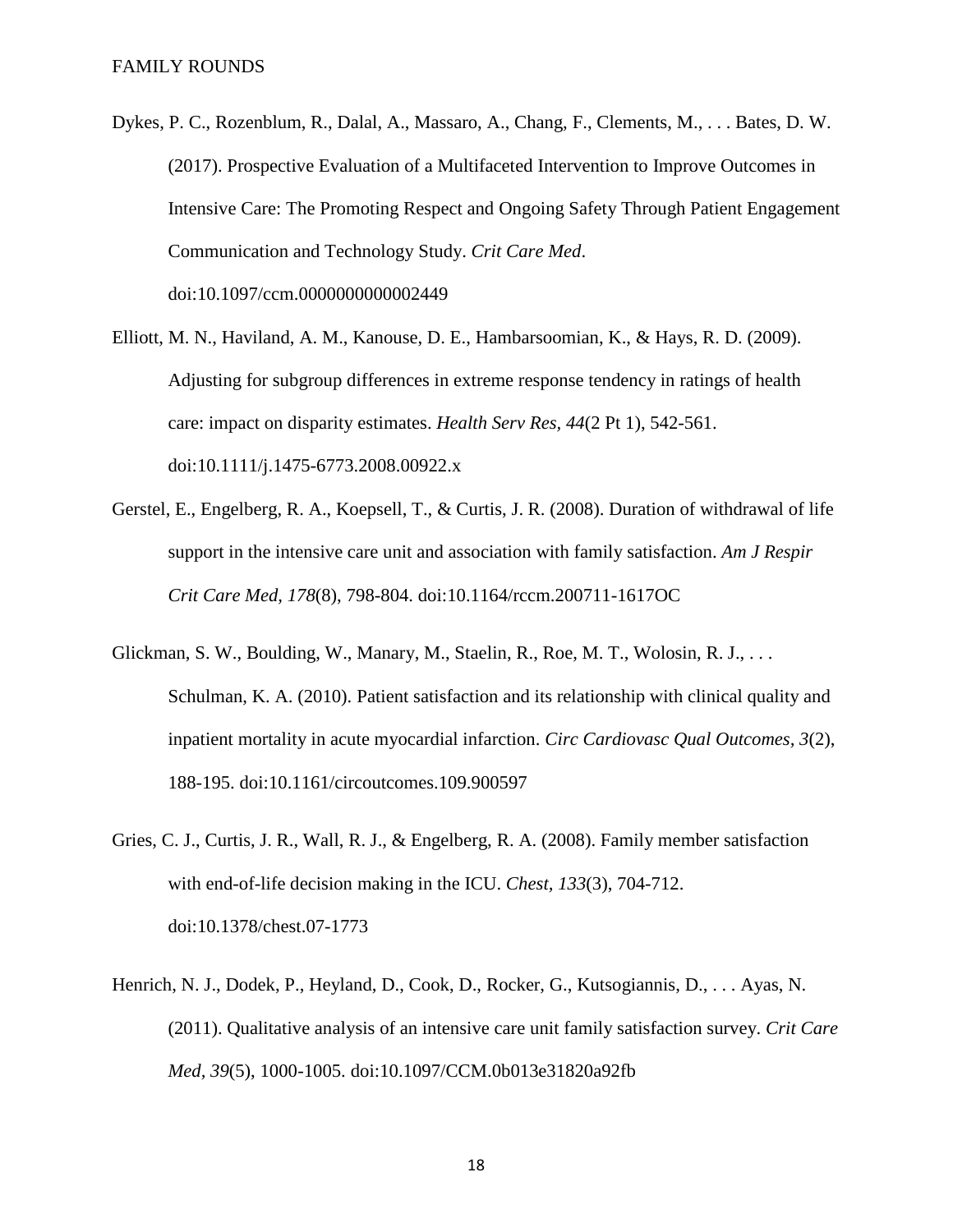Dykes, P. C., Rozenblum, R., Dalal, A., Massaro, A., Chang, F., Clements, M., . . . Bates, D. W. (2017). Prospective Evaluation of a Multifaceted Intervention to Improve Outcomes in Intensive Care: The Promoting Respect and Ongoing Safety Through Patient Engagement Communication and Technology Study. *Crit Care Med*. doi:10.1097/ccm.0000000000002449

Elliott, M. N., Haviland, A. M., Kanouse, D. E., Hambarsoomian, K., & Hays, R. D. (2009). Adjusting for subgroup differences in extreme response tendency in ratings of health care: impact on disparity estimates. *Health Serv Res, 44*(2 Pt 1), 542-561. doi:10.1111/j.1475-6773.2008.00922.x

Gerstel, E., Engelberg, R. A., Koepsell, T., & Curtis, J. R. (2008). Duration of withdrawal of life support in the intensive care unit and association with family satisfaction. *Am J Respir Crit Care Med, 178*(8), 798-804. doi:10.1164/rccm.200711-1617OC

Glickman, S. W., Boulding, W., Manary, M., Staelin, R., Roe, M. T., Wolosin, R. J., . . . Schulman, K. A. (2010). Patient satisfaction and its relationship with clinical quality and inpatient mortality in acute myocardial infarction. *Circ Cardiovasc Qual Outcomes, 3*(2), 188-195. doi:10.1161/circoutcomes.109.900597

Gries, C. J., Curtis, J. R., Wall, R. J., & Engelberg, R. A. (2008). Family member satisfaction with end-of-life decision making in the ICU. *Chest, 133*(3), 704-712. doi:10.1378/chest.07-1773

Henrich, N. J., Dodek, P., Heyland, D., Cook, D., Rocker, G., Kutsogiannis, D., . . . Ayas, N. (2011). Qualitative analysis of an intensive care unit family satisfaction survey. *Crit Care Med, 39*(5), 1000-1005. doi:10.1097/CCM.0b013e31820a92fb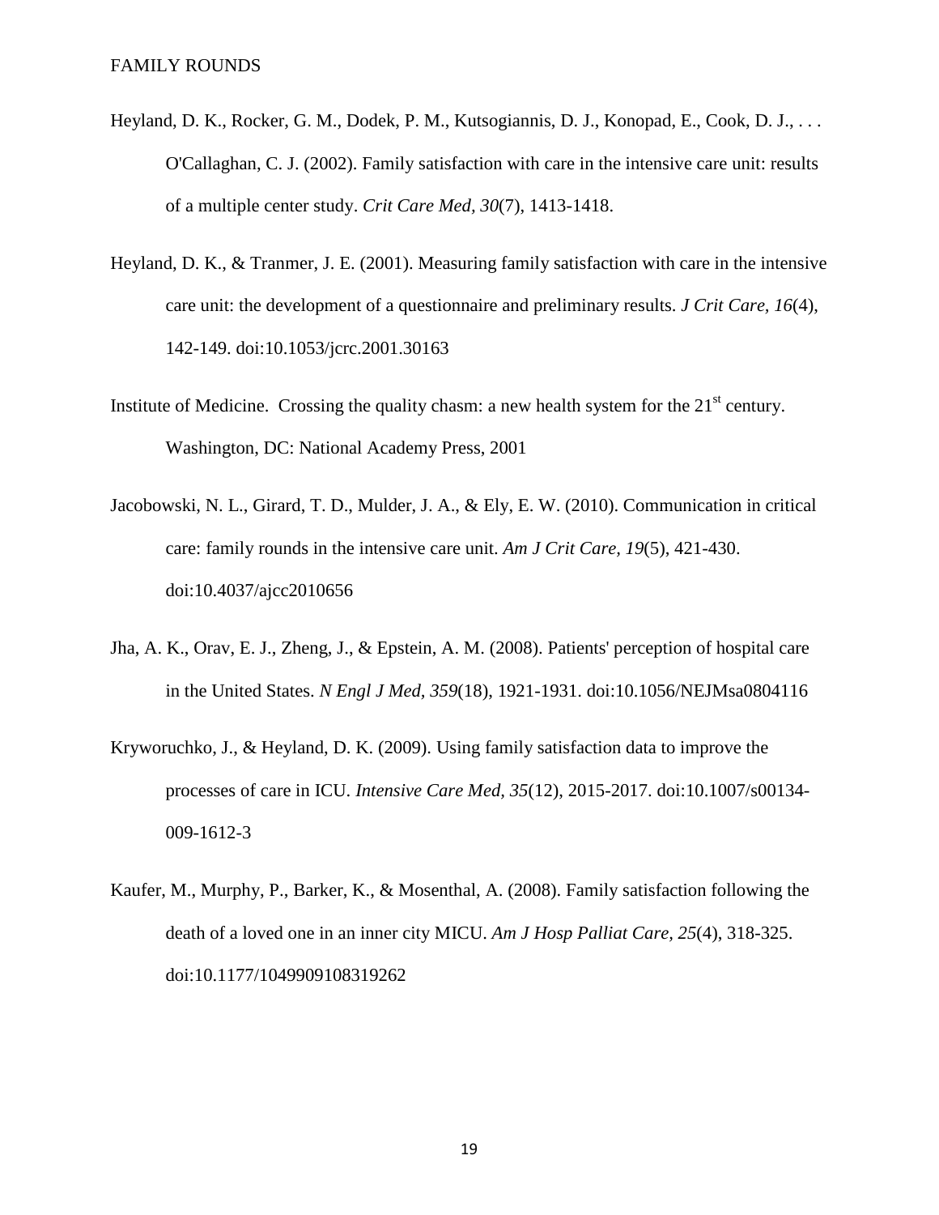Heyland, D. K., Rocker, G. M., Dodek, P. M., Kutsogiannis, D. J., Konopad, E., Cook, D. J., . . . O'Callaghan, C. J. (2002). Family satisfaction with care in the intensive care unit: results of a multiple center study. *Crit Care Med, 30*(7), 1413-1418.

Heyland, D. K., & Tranmer, J. E. (2001). Measuring family satisfaction with care in the intensive care unit: the development of a questionnaire and preliminary results. *J Crit Care, 16*(4), 142-149. doi:10.1053/jcrc.2001.30163

Institute of Medicine. Crossing the quality chasm: a new health system for the 21st century. Washington, DC: National Academy Press, 2001

Jacobowski, N. L., Girard, T. D., Mulder, J. A., & Ely, E. W. (2010). Communication in critical care: family rounds in the intensive care unit. *Am J Crit Care, 19*(5), 421-430. doi:10.4037/ajcc2010656

Jha, A. K., Orav, E. J., Zheng, J., & Epstein, A. M. (2008). Patients' perception of hospital care in the United States. *N Engl J Med, 359*(18), 1921-1931. doi:10.1056/NEJMsa0804116

Kryworuchko, J., & Heyland, D. K. (2009). Using family satisfaction data to improve the processes of care in ICU. *Intensive Care Med, 35*(12), 2015-2017. doi:10.1007/s00134-009-1612-3

Kaufer, M., Murphy, P., Barker, K., & Mosenthal, A. (2008). Family satisfaction following the death of a loved one in an inner city MICU. *Am J Hosp Palliat Care, 25*(4), 318-325. doi:10.1177/1049909108319262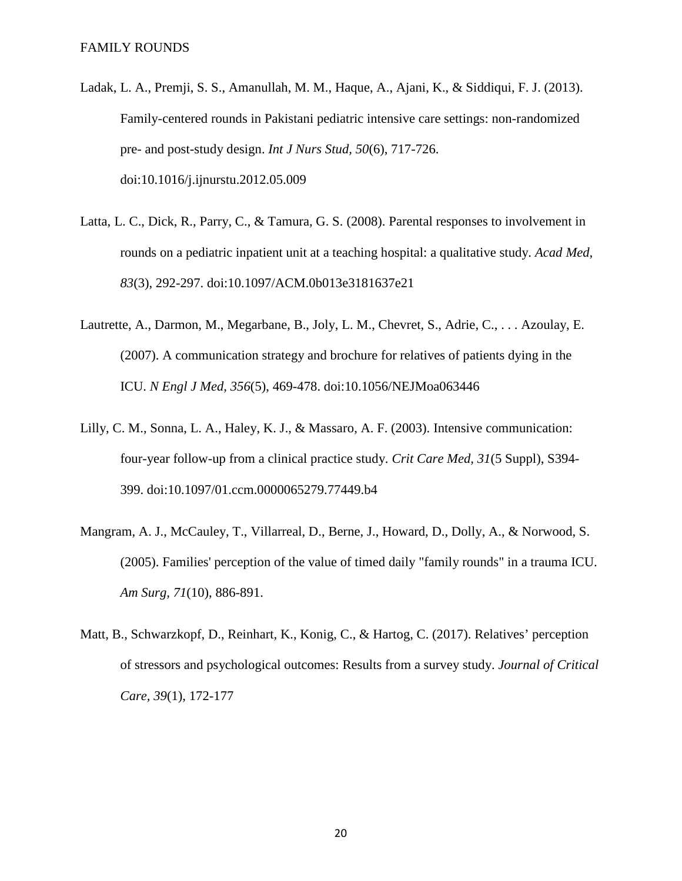Ladak, L. A., Premji, S. S., Amanullah, M. M., Haque, A., Ajani, K., & Siddiqui, F. J. (2013). Family-centered rounds in Pakistani pediatric intensive care settings: non-randomized pre- and post-study design. *Int J Nurs Stud, 50*(6), 717-726. doi:10.1016/j.ijnurstu.2012.05.009

Latta, L. C., Dick, R., Parry, C., & Tamura, G. S. (2008). Parental responses to involvement in rounds on a pediatric inpatient unit at a teaching hospital: a qualitative study. *Acad Med, 83*(3), 292-297. doi:10.1097/ACM.0b013e3181637e21

Lautrette, A., Darmon, M., Megarbane, B., Joly, L. M., Chevret, S., Adrie, C., . . . Azoulay, E. (2007). A communication strategy and brochure for relatives of patients dying in the ICU. *N Engl J Med, 356*(5), 469-478. doi:10.1056/NEJMoa063446

Lilly, C. M., Sonna, L. A., Haley, K. J., & Massaro, A. F. (2003). Intensive communication: four-year follow-up from a clinical practice study. *Crit Care Med, 31*(5 Suppl), S394-399. doi:10.1097/01.ccm.0000065279.77449.b4

Mangram, A. J., McCauley, T., Villarreal, D., Berne, J., Howard, D., Dolly, A., & Norwood, S. (2005). Families' perception of the value of timed daily "family rounds" in a trauma ICU. *Am Surg, 71*(10), 886-891.

Matt, B., Schwarzkopf, D., Reinhart, K., Konig, C., & Hartog, C. (2017). Relatives' perception of stressors and psychological outcomes: Results from a survey study. *Journal of Critical Care*, *39*(1), 172-177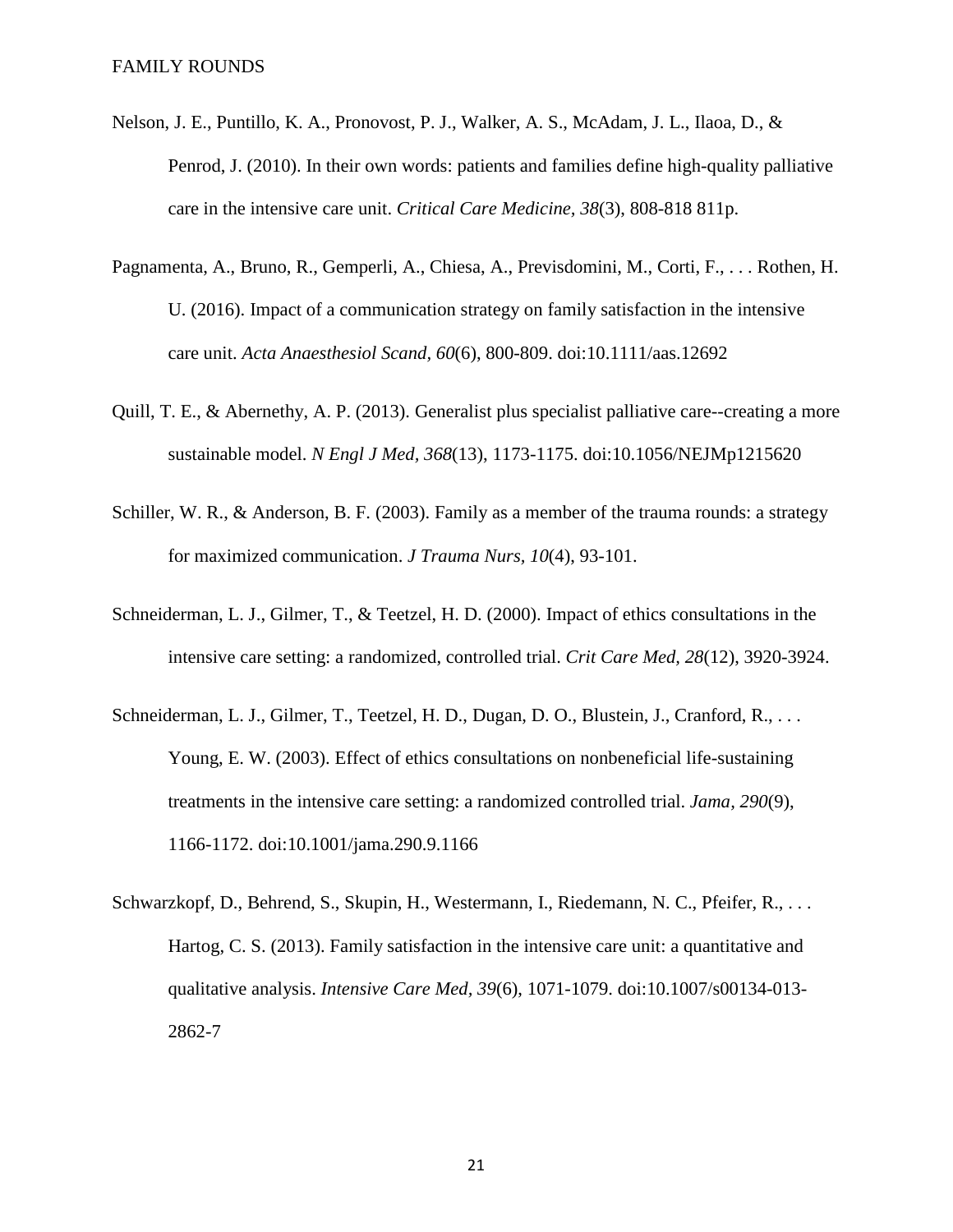Nelson, J. E., Puntillo, K. A., Pronovost, P. J., Walker, A. S., McAdam, J. L., Ilaoa, D., & Penrod, J. (2010). In their own words: patients and families define high-quality palliative care in the intensive care unit. *Critical Care Medicine, 38*(3), 808-818 811p.

Pagnamenta, A., Bruno, R., Gemperli, A., Chiesa, A., Previsdomini, M., Corti, F., . . . Rothen, H. U. (2016). Impact of a communication strategy on family satisfaction in the intensive care unit. *Acta Anaesthesiol Scand, 60*(6), 800-809. doi:10.1111/aas.12692

Quill, T. E., & Abernethy, A. P. (2013). Generalist plus specialist palliative care--creating a more sustainable model. *N Engl J Med, 368*(13), 1173-1175. doi:10.1056/NEJMp1215620

Schiller, W. R., & Anderson, B. F. (2003). Family as a member of the trauma rounds: a strategy for maximized communication. *J Trauma Nurs, 10*(4), 93-101.

Schneiderman, L. J., Gilmer, T., & Teetzel, H. D. (2000). Impact of ethics consultations in the intensive care setting: a randomized, controlled trial. *Crit Care Med, 28*(12), 3920-3924.

Schneiderman, L. J., Gilmer, T., Teetzel, H. D., Dugan, D. O., Blustein, J., Cranford, R., . . . Young, E. W. (2003). Effect of ethics consultations on nonbeneficial life-sustaining treatments in the intensive care setting: a randomized controlled trial. *Jama, 290*(9), 1166-1172. doi:10.1001/jama.290.9.1166

Schwarzkopf, D., Behrend, S., Skupin, H., Westermann, I., Riedemann, N. C., Pfeifer, R., . . . Hartog, C. S. (2013). Family satisfaction in the intensive care unit: a quantitative and qualitative analysis. *Intensive Care Med, 39*(6), 1071-1079. doi:10.1007/s00134-013-2862-7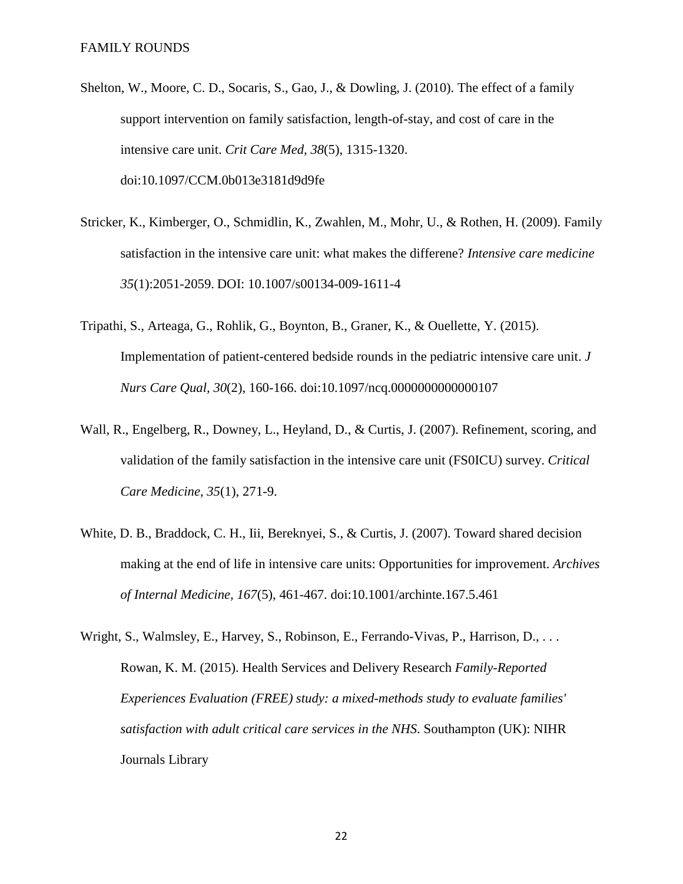Shelton, W., Moore, C. D., Socaris, S., Gao, J., & Dowling, J. (2010). The effect of a family support intervention on family satisfaction, length-of-stay, and cost of care in the intensive care unit. *Crit Care Med, 38*(5), 1315-1320. doi:10.1097/CCM.0b013e3181d9d9fe

Stricker, K., Kimberger, O., Schmidlin, K., Zwahlen, M., Mohr, U., & Rothen, H. (2009). Family satisfaction in the intensive care unit: what makes the differene? *Intensive care medicine 35*(1):2051-2059. DOI: 10.1007/s00134-009-1611-4

Tripathi, S., Arteaga, G., Rohlik, G., Boynton, B., Graner, K., & Ouellette, Y. (2015). Implementation of patient-centered bedside rounds in the pediatric intensive care unit. *J Nurs Care Qual, 30*(2), 160-166. doi:10.1097/ncq.0000000000000107

Wall, R., Engelberg, R., Downey, L., Heyland, D., & Curtis, J. (2007). Refinement, scoring, and validation of the family satisfaction in the intensive care unit (FS0ICU) survey. *Critical Care Medicine, 35*(1), 271-9.

White, D. B., Braddock, C. H., Iii, Bereknyei, S., & Curtis, J. (2007). Toward shared decision making at the end of life in intensive care units: Opportunities for improvement. *Archives of Internal Medicine, 167*(5), 461-467. doi:10.1001/archinte.167.5.461

Wright, S., Walmsley, E., Harvey, S., Robinson, E., Ferrando-Vivas, P., Harrison, D., . . . Rowan, K. M. (2015). Health Services and Delivery Research *Family-Reported Experiences Evaluation (FREE) study: a mixed-methods study to evaluate families' satisfaction with adult critical care services in the NHS*. Southampton (UK): NIHR Journals Library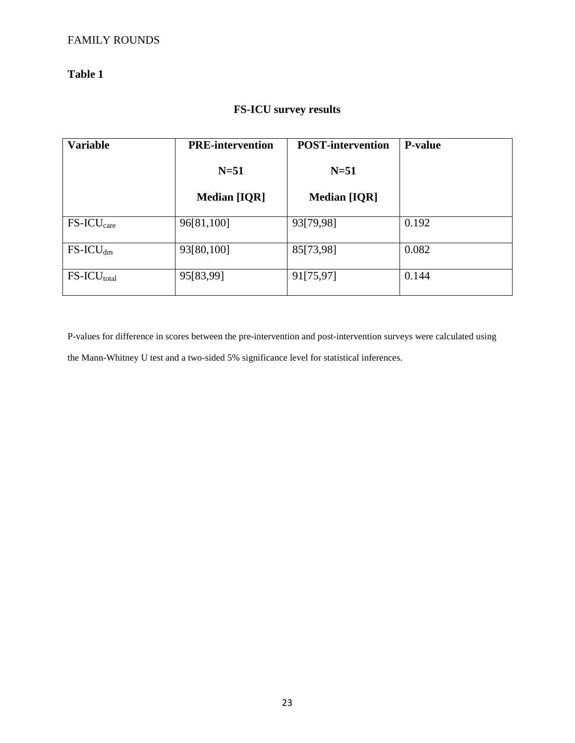**Table 1**

**FS-ICU survey results**

| **Variable** | **PRE-intervention**<br>**N=51**<br>**Median [IQR]** | **POST-intervention**<br>**N=51**<br>**Median [IQR]** | **P-value** |
|---|---|---|---|
| $\text{FS-ICU}_{care}$ | 96[81,100] | 93[79,98] | 0.192 |
| $\text{FS-ICU}_{dm}$ | 93[80,100] | 85[73,98] | 0.082 |
| $\text{FS-ICU}_{total}$ | 95[83,99] | 91[75,97] | 0.144 |

P-values for difference in scores between the pre-intervention and post-intervention surveys were calculated using the Mann-Whitney U test and a two-sided 5% significance level for statistical inferences.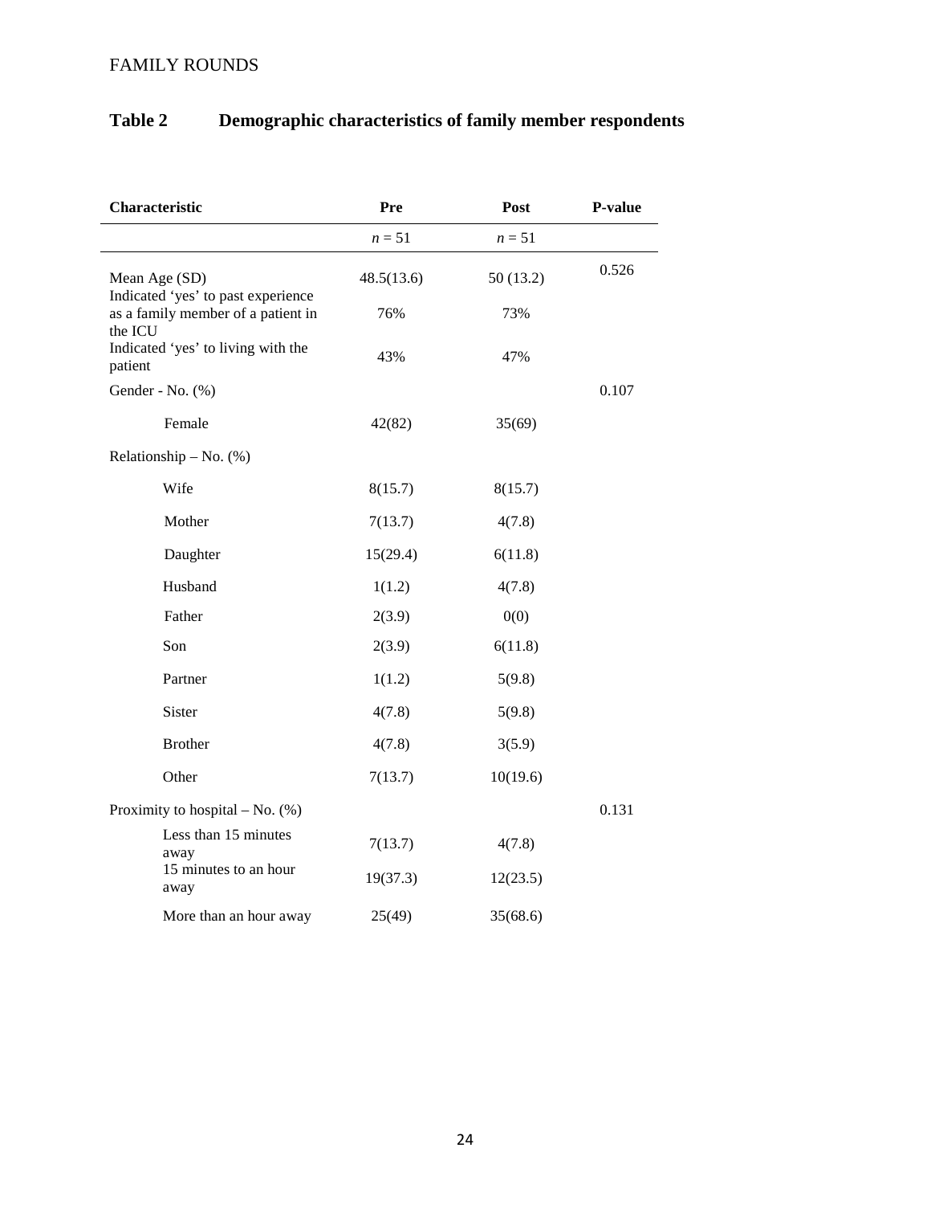**Table 2 Demographic characteristics of family member respondents**

| Characteristic | Pre | Post | P-value |
|---|---|---|---|
| | *n* = 51 | *n* = 51 | |
| Mean Age (SD) | 48.5(13.6) | 50 (13.2) | 0.526 |
| Indicated 'yes' to past experience as a family member of a patient in the ICU | 76% | 73% | |
| Indicated 'yes' to living with the patient | 43% | 47% | |
| Gender - No. (%) | | | 0.107 |
| Female | 42(82) | 35(69) | |
| Relationship – No. (%) | | | |
| Wife | 8(15.7) | 8(15.7) | |
| Mother | 7(13.7) | 4(7.8) | |
| Daughter | 15(29.4) | 6(11.8) | |
| Husband | 1(1.2) | 4(7.8) | |
| Father | 2(3.9) | 0(0) | |
| Son | 2(3.9) | 6(11.8) | |
| Partner | 1(1.2) | 5(9.8) | |
| Sister | 4(7.8) | 5(9.8) | |
| Brother | 4(7.8) | 3(5.9) | |
| Other | 7(13.7) | 10(19.6) | |
| Proximity to hospital – No. (%) | | | 0.131 |
| Less than 15 minutes away | 7(13.7) | 4(7.8) | |
| 15 minutes to an hour away | 19(37.3) | 12(23.5) | |
| More than an hour away | 25(49) | 35(68.6) | |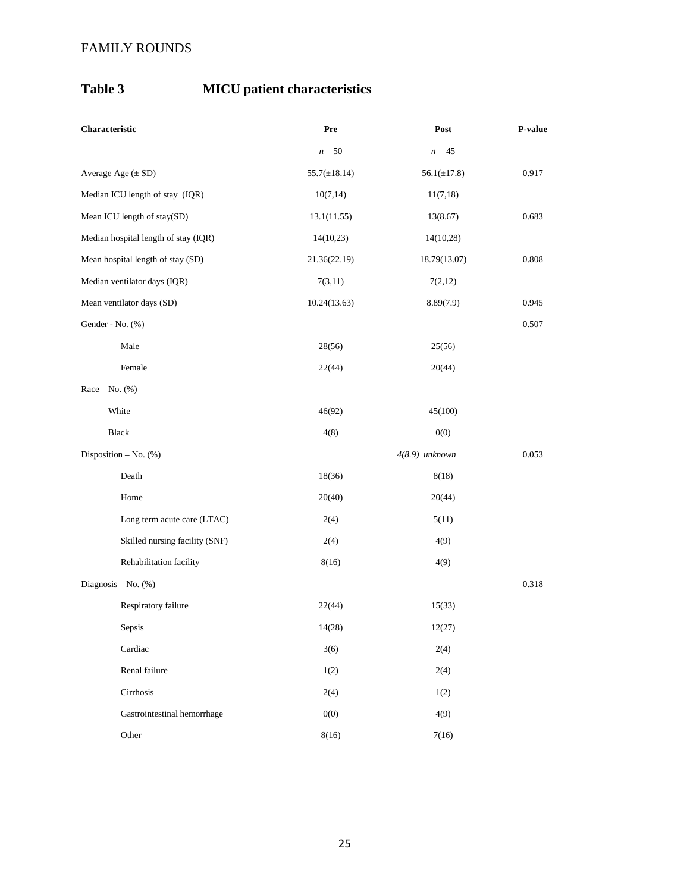**Table 3 MICU patient characteristics**

| Characteristic | Pre | Post | P-value |
|---|---|---|---|
| | *n* = 50 | *n* = 45 | |
| Average Age (± SD) | 55.7(±18.14) | 56.1(±17.8) | 0.917 |
| Median ICU length of stay (IQR) | 10(7,14) | 11(7,18) | |
| Mean ICU length of stay(SD) | 13.1(11.55) | 13(8.67) | 0.683 |
| Median hospital length of stay (IQR) | 14(10,23) | 14(10,28) | |
| Mean hospital length of stay (SD) | 21.36(22.19) | 18.79(13.07) | 0.808 |
| Median ventilator days (IQR) | 7(3,11) | 7(2,12) | |
| Mean ventilator days (SD) | 10.24(13.63) | 8.89(7.9) | 0.945 |
| Gender - No. (%) | | | 0.507 |
| Male | 28(56) | 25(56) | |
| Female | 22(44) | 20(44) | |
| Race – No. (%) | | | |
| White | 46(92) | 45(100) | |
| Black | 4(8) | 0(0) | |
| Disposition – No. (%) | | *4(8.9) unknown* | 0.053 |
| Death | 18(36) | 8(18) | |
| Home | 20(40) | 20(44) | |
| Long term acute care (LTAC) | 2(4) | 5(11) | |
| Skilled nursing facility (SNF) | 2(4) | 4(9) | |
| Rehabilitation facility | 8(16) | 4(9) | |
| Diagnosis – No. (%) | | | 0.318 |
| Respiratory failure | 22(44) | 15(33) | |
| Sepsis | 14(28) | 12(27) | |
| Cardiac | 3(6) | 2(4) | |
| Renal failure | 1(2) | 2(4) | |
| Cirrhosis | 2(4) | 1(2) | |
| Gastrointestinal hemorrhage | 0(0) | 4(9) | |
| Other | 8(16) | 7(16) | |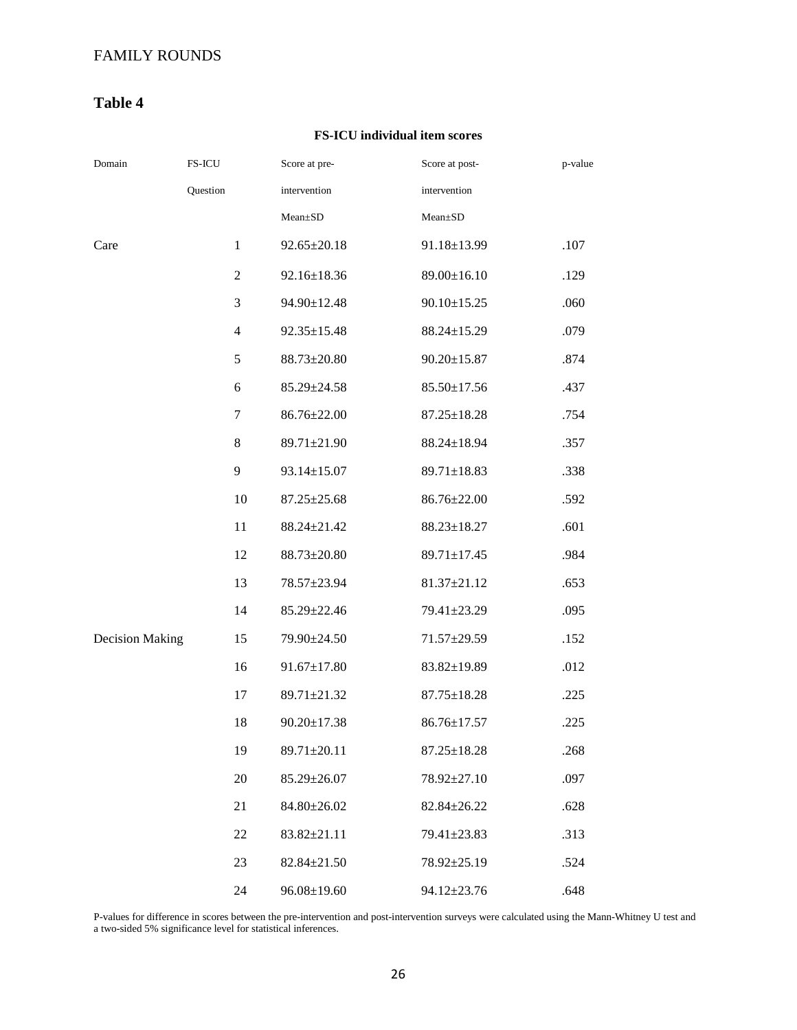## Table 4

**FS-ICU individual item scores**

| Domain | FS-ICU Question | Score at pre-intervention Mean±SD | Score at post-intervention Mean±SD | p-value |
|---|---|---|---|---|
| Care | 1 | 92.65±20.18 | 91.18±13.99 | .107 |
| | 2 | 92.16±18.36 | 89.00±16.10 | .129 |
| | 3 | 94.90±12.48 | 90.10±15.25 | .060 |
| | 4 | 92.35±15.48 | 88.24±15.29 | .079 |
| | 5 | 88.73±20.80 | 90.20±15.87 | .874 |
| | 6 | 85.29±24.58 | 85.50±17.56 | .437 |
| | 7 | 86.76±22.00 | 87.25±18.28 | .754 |
| | 8 | 89.71±21.90 | 88.24±18.94 | .357 |
| | 9 | 93.14±15.07 | 89.71±18.83 | .338 |
| | 10 | 87.25±25.68 | 86.76±22.00 | .592 |
| | 11 | 88.24±21.42 | 88.23±18.27 | .601 |
| | 12 | 88.73±20.80 | 89.71±17.45 | .984 |
| | 13 | 78.57±23.94 | 81.37±21.12 | .653 |
| | 14 | 85.29±22.46 | 79.41±23.29 | .095 |
| Decision Making | 15 | 79.90±24.50 | 71.57±29.59 | .152 |
| | 16 | 91.67±17.80 | 83.82±19.89 | .012 |
| | 17 | 89.71±21.32 | 87.75±18.28 | .225 |
| | 18 | 90.20±17.38 | 86.76±17.57 | .225 |
| | 19 | 89.71±20.11 | 87.25±18.28 | .268 |
| | 20 | 85.29±26.07 | 78.92±27.10 | .097 |
| | 21 | 84.80±26.02 | 82.84±26.22 | .628 |
| | 22 | 83.82±21.11 | 79.41±23.83 | .313 |
| | 23 | 82.84±21.50 | 78.92±25.19 | .524 |
| | 24 | 96.08±19.60 | 94.12±23.76 | .648 |

P-values for difference in scores between the pre-intervention and post-intervention surveys were calculated using the Mann-Whitney U test and a two-sided 5% significance level for statistical inferences.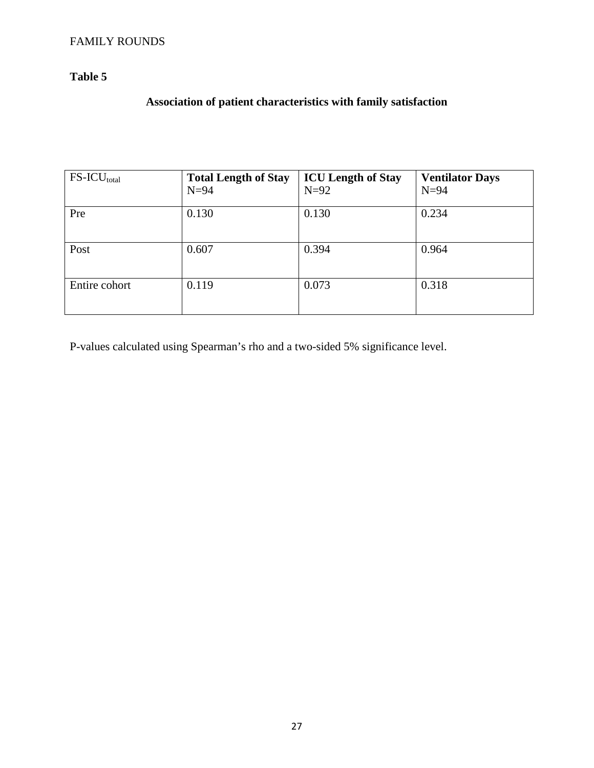**Table 5**

**Association of patient characteristics with family satisfaction**

| $FS\text{-}ICU_{total}$ | **Total Length of Stay** N=94 | **ICU Length of Stay** N=92 | **Ventilator Days** N=94 |
|---|---|---|---|
| Pre | 0.130 | 0.130 | 0.234 |
| Post | 0.607 | 0.394 | 0.964 |
| Entire cohort | 0.119 | 0.073 | 0.318 |

P-values calculated using Spearman's rho and a two-sided 5% significance level.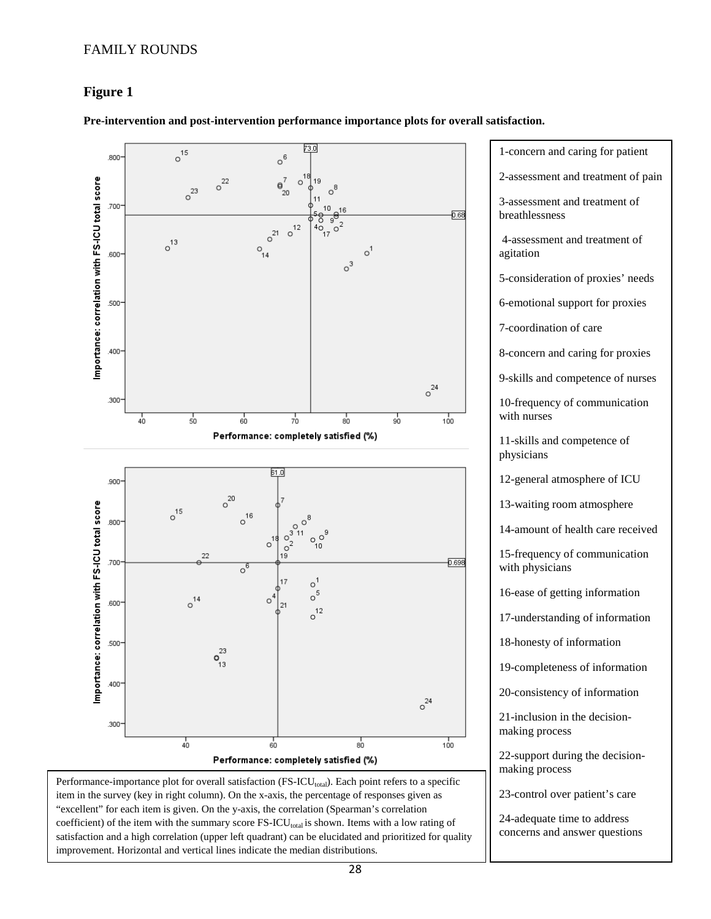## Figure 1

**Pre-intervention and post-intervention performance importance plots for overall satisfaction.**

1-concern and caring for patient

2-assessment and treatment of pain

3-assessment and treatment of breathlessness

4-assessment and treatment of agitation

5-consideration of proxies' needs

6-emotional support for proxies

7-coordination of care

8-concern and caring for proxies

9-skills and competence of nurses

10-frequency of communication with nurses

11-skills and competence of physicians

12-general atmosphere of ICU

13-waiting room atmosphere

14-amount of health care received

15-frequency of communication with physicians

16-ease of getting information

17-understanding of information

18-honesty of information

19-completeness of information

20-consistency of information

21-inclusion in the decision-making process

22-support during the decision-making process

23-control over patient's care

24-adequate time to address concerns and answer questions

Performance-importance plot for overall satisfaction ($FS\text{-}ICU_{total}$). Each point refers to a specific item in the survey (key in right column). On the x-axis, the percentage of responses given as "excellent" for each item is given. On the y-axis, the correlation (Spearman's correlation coefficient) of the item with the summary score $FS\text{-}ICU_{total}$ is shown. Items with a low rating of satisfaction and a high correlation (upper left quadrant) can be elucidated and prioritized for quality improvement. Horizontal and vertical lines indicate the median distributions.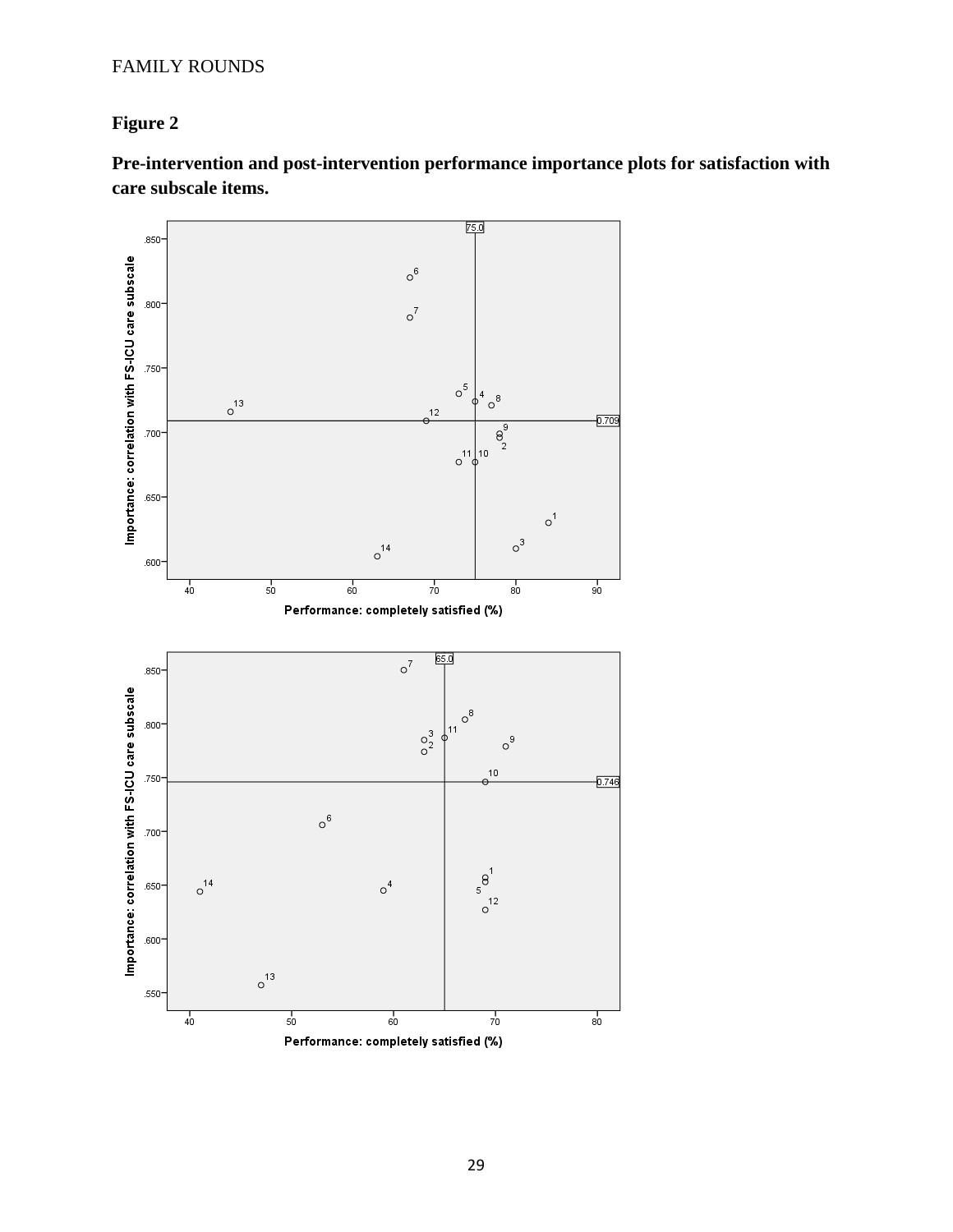**Figure 2**

**Pre-intervention and post-intervention performance importance plots for satisfaction with care subscale items.**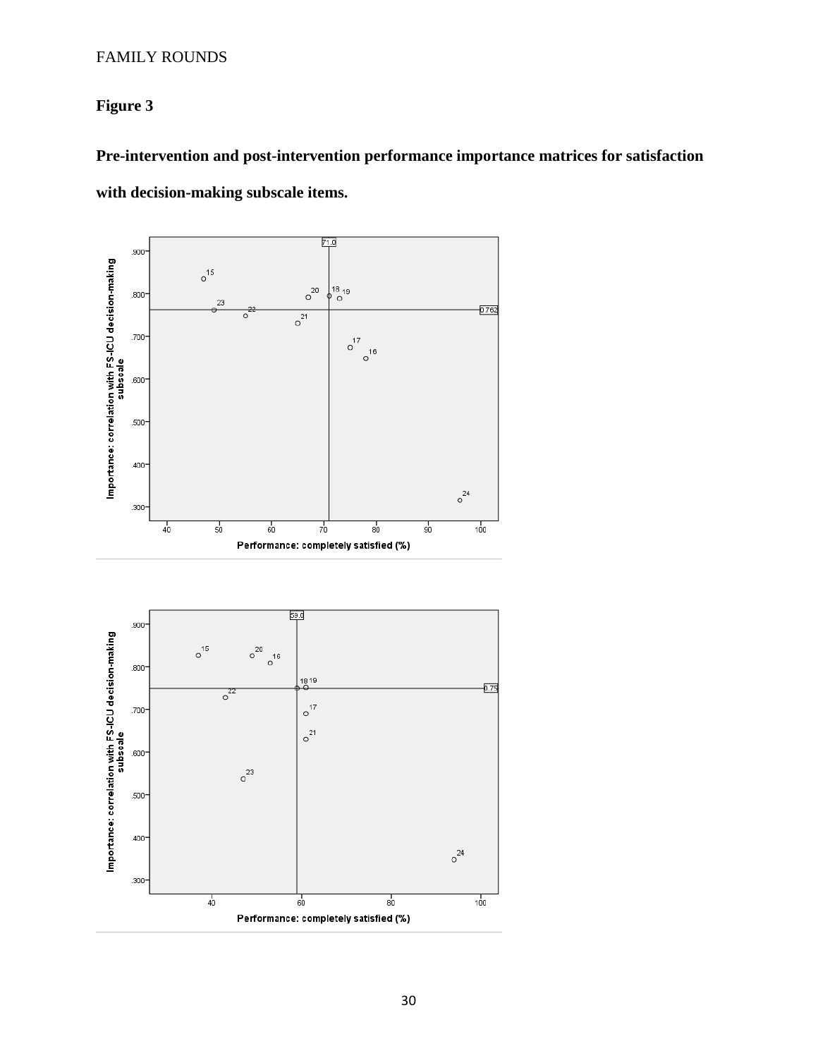**Figure 3**

**Pre-intervention and post-intervention performance importance matrices for satisfaction with decision-making subscale items.**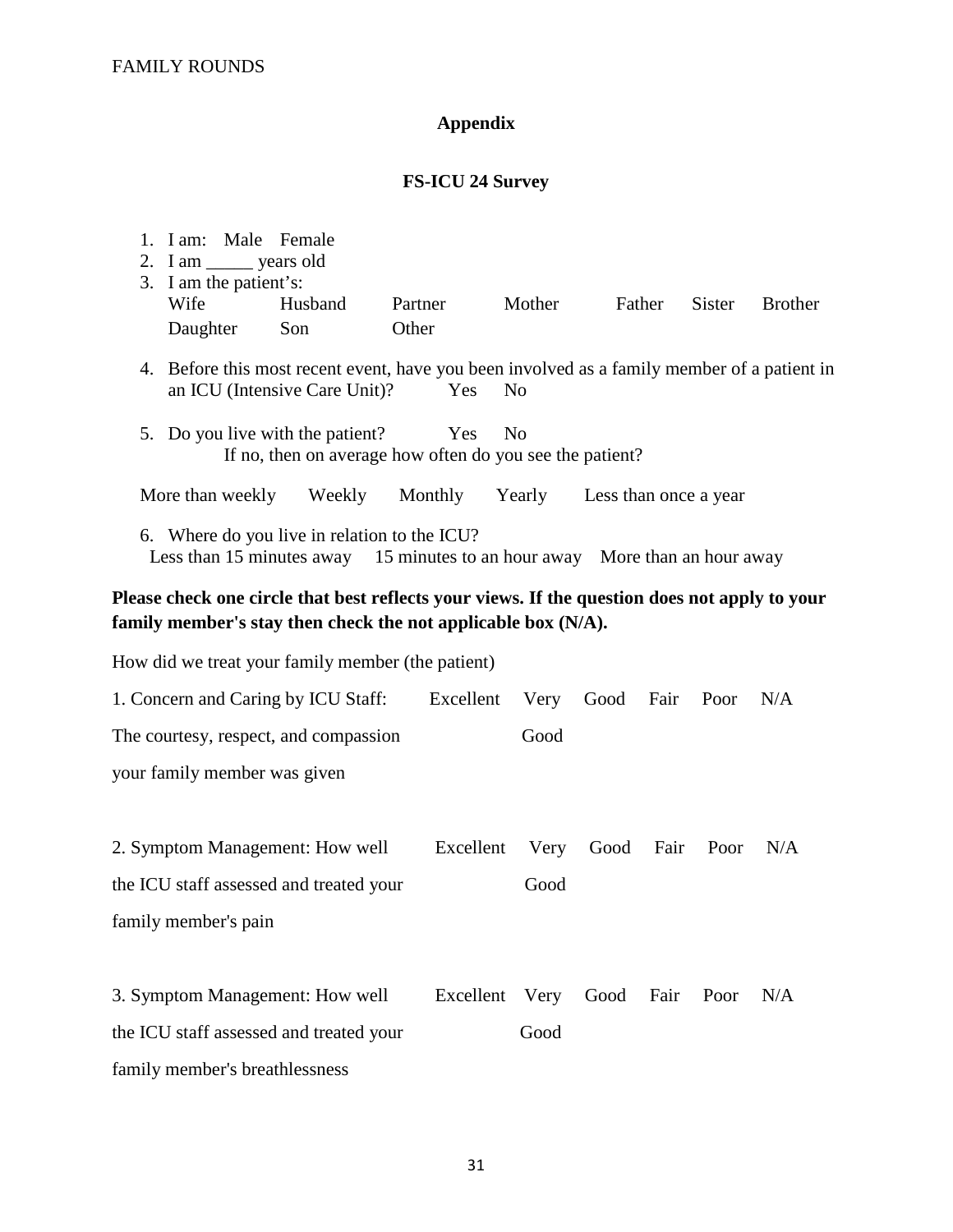## Appendix

### FS-ICU 24 Survey

1. I am: Male Female
2. I am _____ years old
3. I am the patient's:
   Wife Husband Partner Mother Father Sister Brother
   Daughter Son Other
4. Before this most recent event, have you been involved as a family member of a patient in an ICU (Intensive Care Unit)? Yes No
5. Do you live with the patient? Yes No
   If no, then on average how often do you see the patient?

More than weekly Weekly Monthly Yearly Less than once a year

6. Where do you live in relation to the ICU?
   Less than 15 minutes away 15 minutes to an hour away More than an hour away

**Please check one circle that best reflects your views. If the question does not apply to your family member's stay then check the not applicable box (N/A).**

How did we treat your family member (the patient)

| | | | | | | |
|---|---|---|---|---|---|---|
| 1. Concern and Caring by ICU Staff: The courtesy, respect, and compassion your family member was given | Excellent | Very Good | Good | Fair | Poor | N/A |
| 2. Symptom Management: How well the ICU staff assessed and treated your family member's pain | Excellent | Very Good | Good | Fair | Poor | N/A |
| 3. Symptom Management: How well the ICU staff assessed and treated your family member's breathlessness | Excellent | Very Good | Good | Fair | Poor | N/A |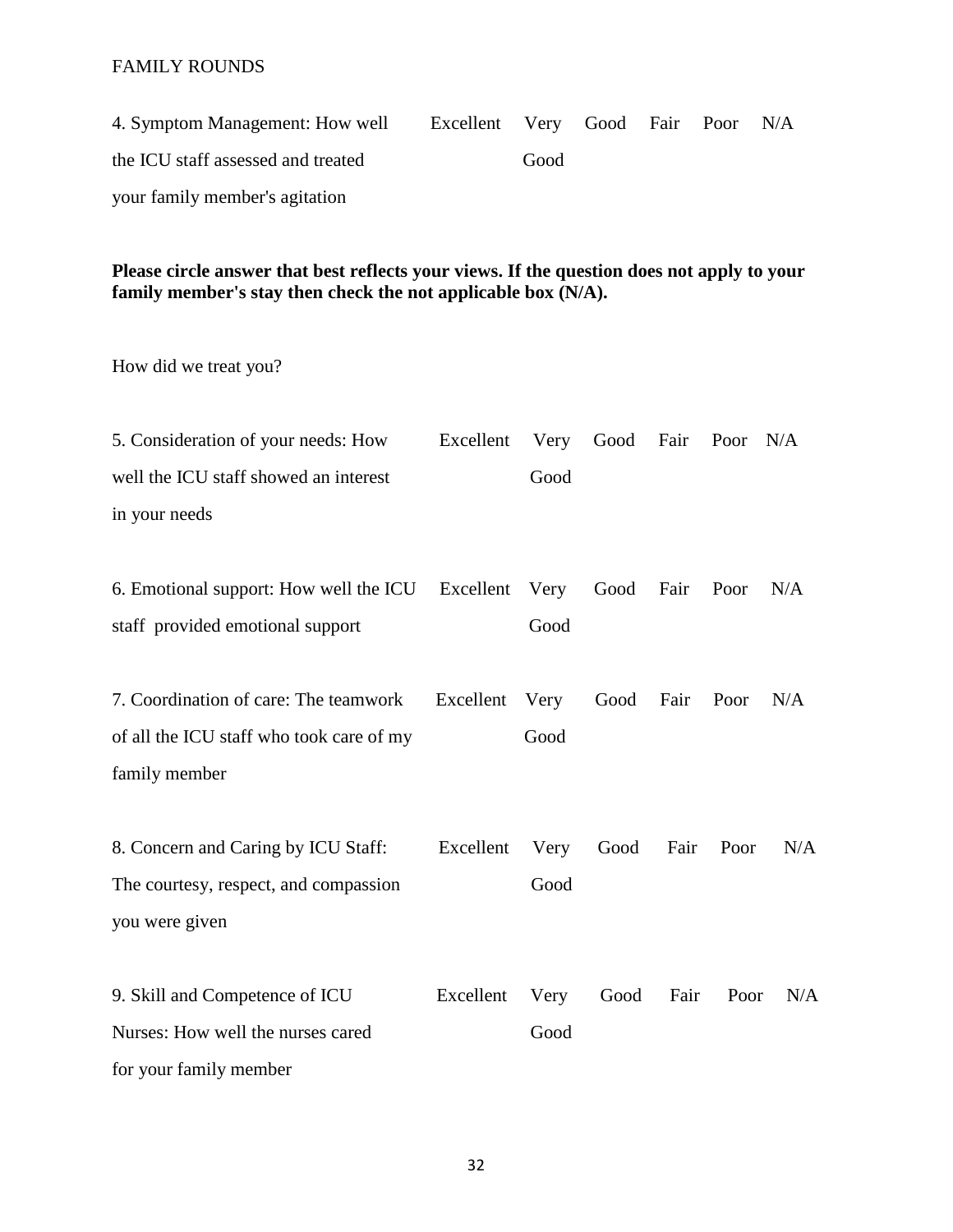4. Symptom Management: How well the ICU staff assessed and treated your family member's agitation

| Excellent | Very Good | Good | Fair | Poor | N/A |
|---|---|---|---|---|---|

**Please circle answer that best reflects your views. If the question does not apply to your family member's stay then check the not applicable box (N/A).**

How did we treat you?

5. Consideration of your needs: How well the ICU staff showed an interest in your needs

| Excellent | Very Good | Good | Fair | Poor | N/A |
|---|---|---|---|---|---|

6. Emotional support: How well the ICU staff provided emotional support

| Excellent | Very Good | Good | Fair | Poor | N/A |
|---|---|---|---|---|---|

7. Coordination of care: The teamwork of all the ICU staff who took care of my family member

| Excellent | Very Good | Good | Fair | Poor | N/A |
|---|---|---|---|---|---|

8. Concern and Caring by ICU Staff: The courtesy, respect, and compassion you were given

| Excellent | Very Good | Good | Fair | Poor | N/A |
|---|---|---|---|---|---|

9. Skill and Competence of ICU Nurses: How well the nurses cared for your family member

| Excellent | Very Good | Good | Fair | Poor | N/A |
|---|---|---|---|---|---|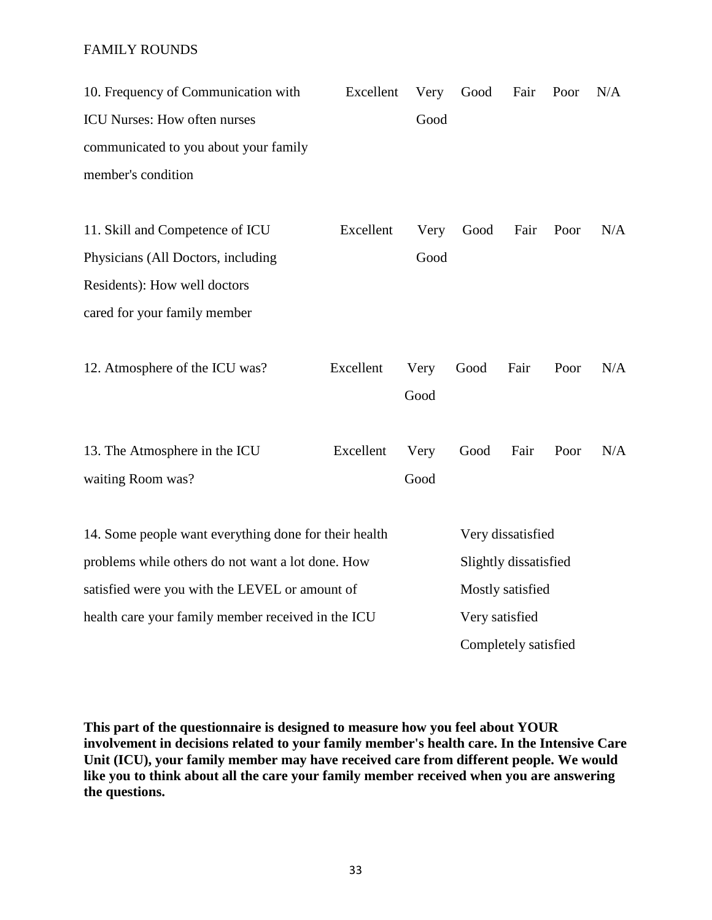FAMILY ROUNDS

| | | | | | | |
|---|---|---|---|---|---|---|
| 10. Frequency of Communication with ICU Nurses: How often nurses communicated to you about your family member's condition | Excellent | Very Good | Good | Fair | Poor | N/A |
| 11. Skill and Competence of ICU Physicians (All Doctors, including Residents): How well doctors cared for your family member | Excellent | Very Good | Good | Fair | Poor | N/A |
| 12. Atmosphere of the ICU was? | Excellent | Very Good | Good | Fair | Poor | N/A |
| 13. The Atmosphere in the ICU waiting Room was? | Excellent | Very Good | Good | Fair | Poor | N/A |

14. Some people want everything done for their health problems while others do not want a lot done. How satisfied were you with the LEVEL or amount of health care your family member received in the ICU

- Very dissatisfied
- Slightly dissatisfied
- Mostly satisfied
- Very satisfied
- Completely satisfied

**This part of the questionnaire is designed to measure how you feel about YOUR involvement in decisions related to your family member's health care. In the Intensive Care Unit (ICU), your family member may have received care from different people. We would like you to think about all the care your family member received when you are answering the questions.**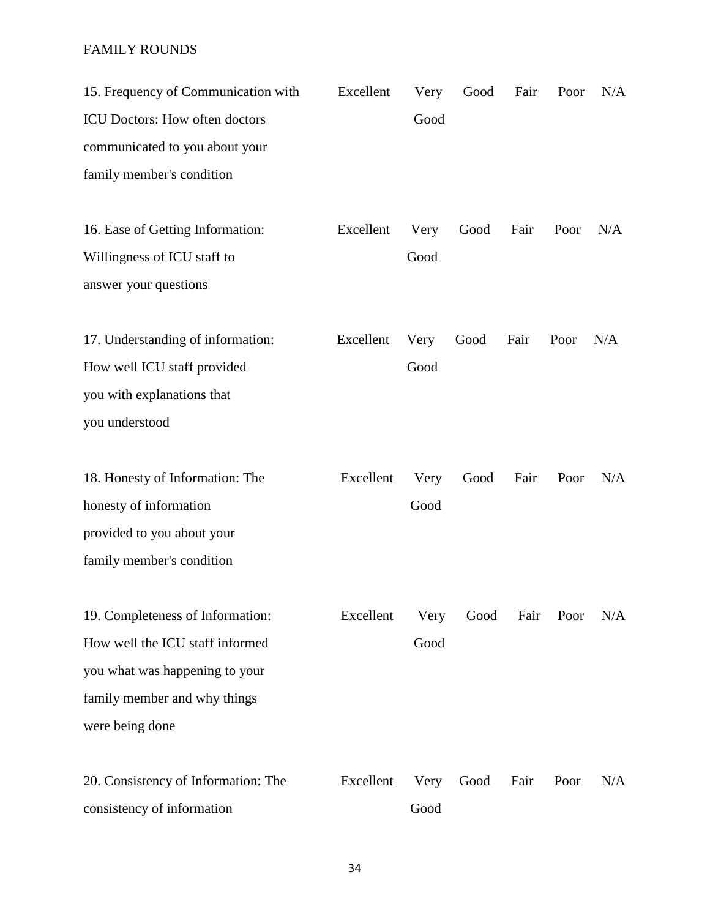FAMILY ROUNDS

| Item | Excellent | Very Good | Good | Fair | Poor | N/A |
|---|---|---|---|---|---|---|
| 15. Frequency of Communication with ICU Doctors: How often doctors communicated to you about your family member's condition | Excellent | Very Good | Good | Fair | Poor | N/A |
| 16. Ease of Getting Information: Willingness of ICU staff to answer your questions | Excellent | Very Good | Good | Fair | Poor | N/A |
| 17. Understanding of information: How well ICU staff provided you with explanations that you understood | Excellent | Very Good | Good | Fair | Poor | N/A |
| 18. Honesty of Information: The honesty of information provided to you about your family member's condition | Excellent | Very Good | Good | Fair | Poor | N/A |
| 19. Completeness of Information: How well the ICU staff informed you what was happening to your family member and why things were being done | Excellent | Very Good | Good | Fair | Poor | N/A |
| 20. Consistency of Information: The consistency of information | Excellent | Very Good | Good | Fair | Poor | N/A |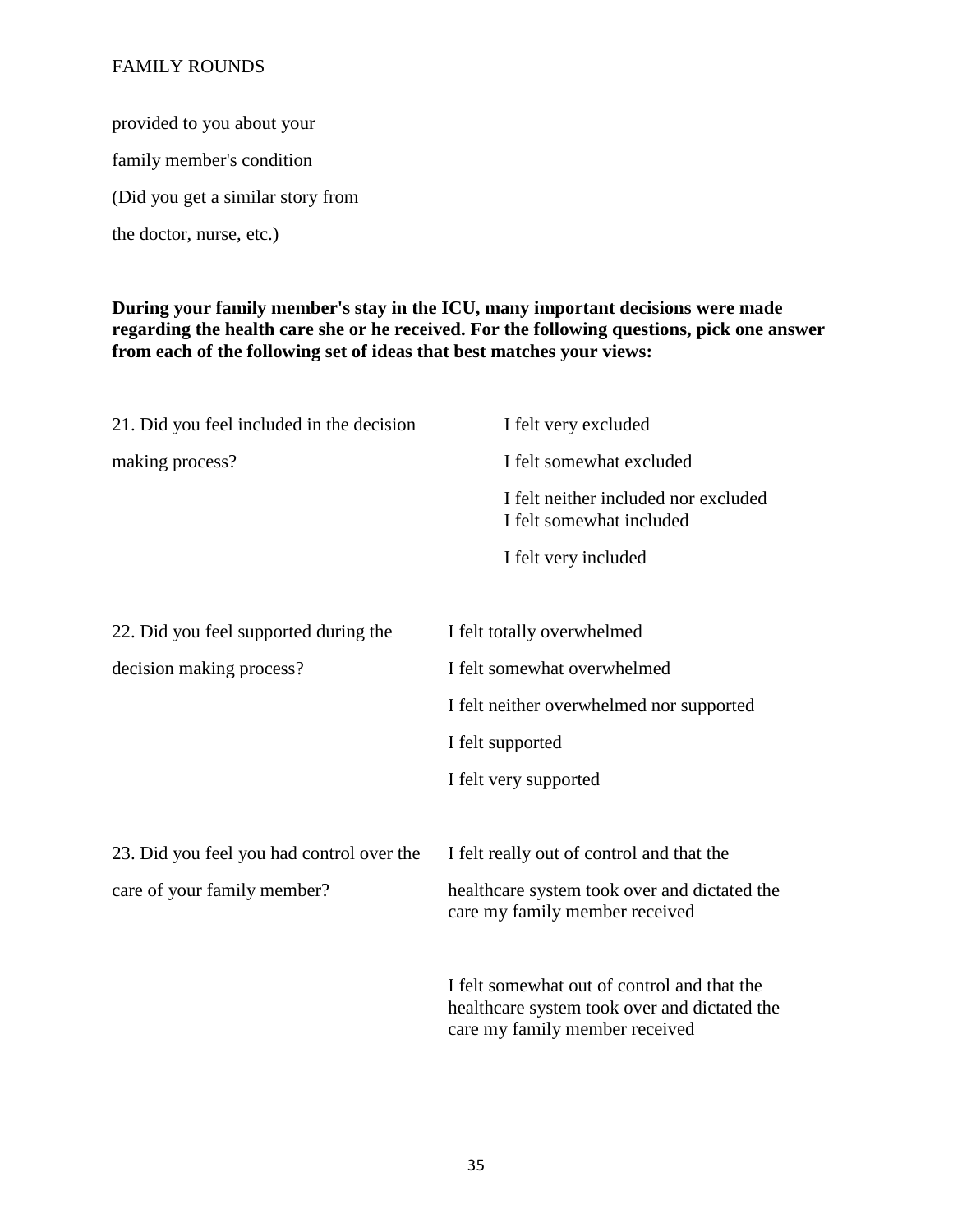provided to you about your family member's condition (Did you get a similar story from the doctor, nurse, etc.)

**During your family member's stay in the ICU, many important decisions were made regarding the health care she or he received. For the following questions, pick one answer from each of the following set of ideas that best matches your views:**

21. Did you feel included in the decision making process?

- I felt very excluded
- I felt somewhat excluded
- I felt neither included nor excluded
- I felt somewhat included
- I felt very included

22. Did you feel supported during the decision making process?

- I felt totally overwhelmed
- I felt somewhat overwhelmed
- I felt neither overwhelmed nor supported
- I felt supported
- I felt very supported

23. Did you feel you had control over the care of your family member?

- I felt really out of control and that the healthcare system took over and dictated the care my family member received
- I felt somewhat out of control and that the healthcare system took over and dictated the care my family member received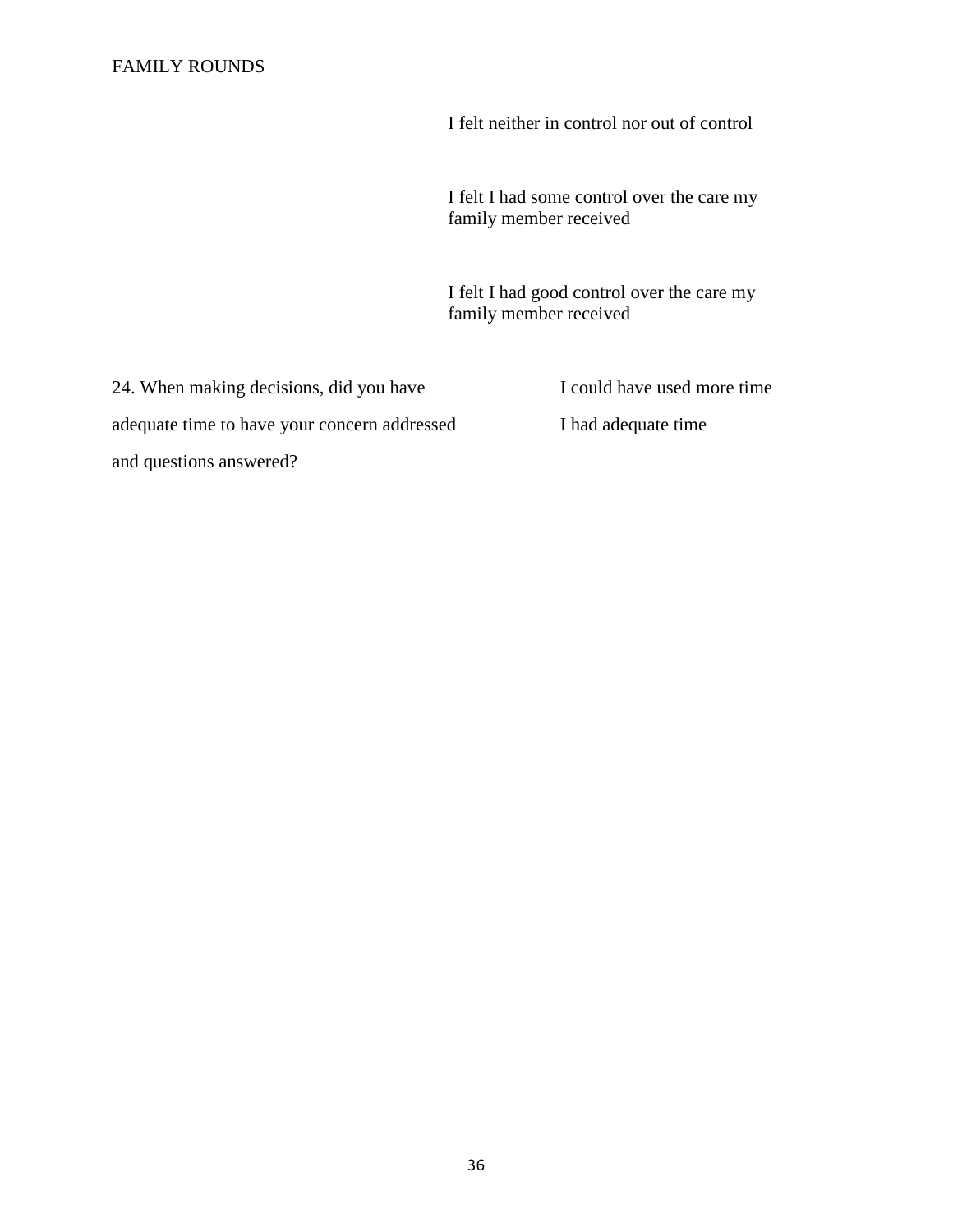I felt neither in control nor out of control

I felt I had some control over the care my family member received

I felt I had good control over the care my family member received

24. When making decisions, did you have adequate time to have your concern addressed and questions answered?

I could have used more time

I had adequate time